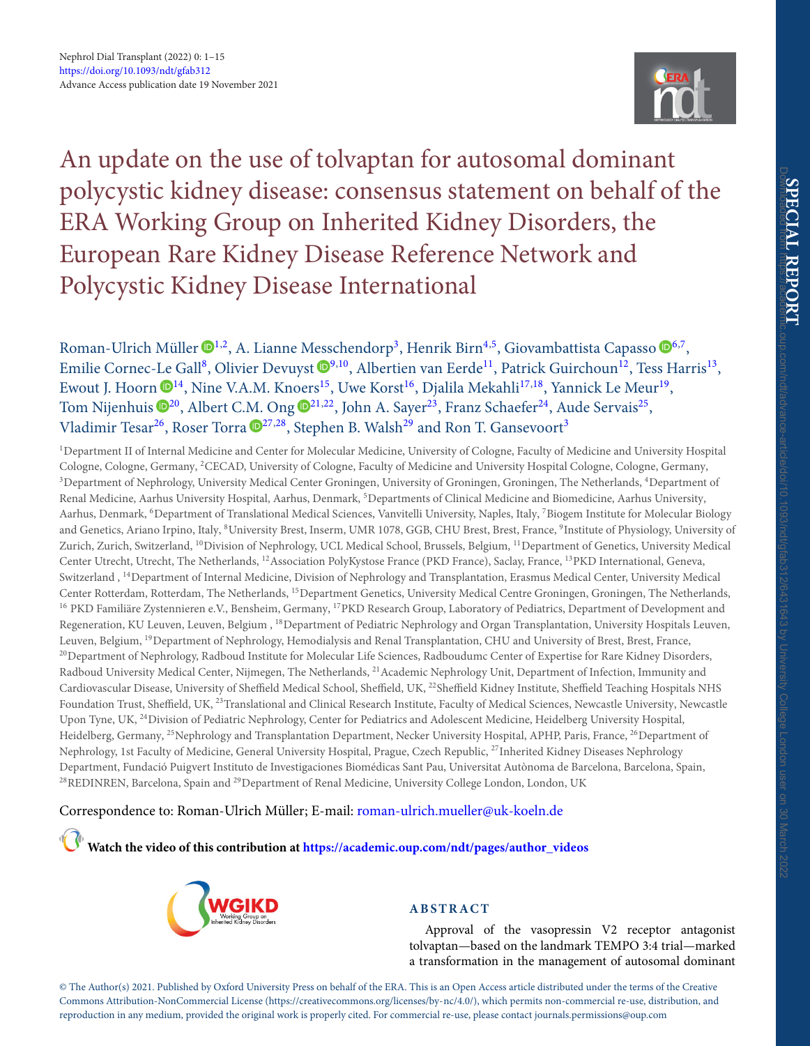# An update on the use of tolvaptan for autosomal dominant polycystic kidney disease: consensus statement on behalf of the ERA Working Group on Inherited Kidney Disorders, the European Rare Kidney Disease Reference Network and Polycystic Kidney Disease International

Roman-Ulrich Müller[1,2], A. Lianne Messchendorp[3], Henrik Birn[4,5], Giovambattista Capasso[6,7], Emilie Cornec-Le Gall[8], Olivier Devuyst[9,10], Albertien van Eerde[11], Patrick Guirchoun[12], Tess Harris[13], Ewout J. Hoorn[14], Nine V.A.M. Knoers[15], Uwe Korst[16], Djalila Mekahli[17,18], Yannick Le Meur[19], Tom Nijenhuis[20], Albert C.M. Ong[21,22], John A. Sayer[23], Franz Schaefer[24], Aude Servais[25], Vladimir Tesar[26], Roser Torra[27,28], Stephen B. Walsh[29] and Ron T. Gansevoort[3]

[1]Department II of Internal Medicine and Center for Molecular Medicine, University of Cologne, Faculty of Medicine and University Hospital Cologne, Cologne, Germany, [2]CECAD, University of Cologne, Faculty of Medicine and University Hospital Cologne, Cologne, Germany, [3]Department of Nephrology, University Medical Center Groningen, University of Groningen, Groningen, The Netherlands, [4]Department of Renal Medicine, Aarhus University Hospital, Aarhus, Denmark, [5]Departments of Clinical Medicine and Biomedicine, Aarhus University, Aarhus, Denmark, [6]Department of Translational Medical Sciences, Vanvitelli University, Naples, Italy, [7]Biogem Institute for Molecular Biology and Genetics, Ariano Irpino, Italy, [8]University Brest, Inserm, UMR 1078, GGB, CHU Brest, Brest, France, [9]Institute of Physiology, University of Zurich, Zurich, Switzerland, [10]Division of Nephrology, UCL Medical School, Brussels, Belgium, [11]Department of Genetics, University Medical Center Utrecht, Utrecht, The Netherlands, [12]Association PolyKystose France (PKD France), Saclay, France, [13]PKD International, Geneva, Switzerland , [14]Department of Internal Medicine, Division of Nephrology and Transplantation, Erasmus Medical Center, University Medical Center Rotterdam, Rotterdam, The Netherlands, [15]Department Genetics, University Medical Centre Groningen, Groningen, The Netherlands, [16] PKD Familiäre Zystennieren e.V., Bensheim, Germany, [17]PKD Research Group, Laboratory of Pediatrics, Department of Development and Regeneration, KU Leuven, Leuven, Belgium , [18]Department of Pediatric Nephrology and Organ Transplantation, University Hospitals Leuven, Leuven, Belgium, [19]Department of Nephrology, Hemodialysis and Renal Transplantation, CHU and University of Brest, Brest, France, [20]Department of Nephrology, Radboud Institute for Molecular Life Sciences, Radboudumc Center of Expertise for Rare Kidney Disorders, Radboud University Medical Center, Nijmegen, The Netherlands, [21]Academic Nephrology Unit, Department of Infection, Immunity and Cardiovascular Disease, University of Sheffield Medical School, Sheffield, UK, [22]Sheffield Kidney Institute, Sheffield Teaching Hospitals NHS Foundation Trust, Sheffield, UK, [23]Translational and Clinical Research Institute, Faculty of Medical Sciences, Newcastle University, Newcastle Upon Tyne, UK, [24]Division of Pediatric Nephrology, Center for Pediatrics and Adolescent Medicine, Heidelberg University Hospital, Heidelberg, Germany, [25]Nephrology and Transplantation Department, Necker University Hospital, APHP, Paris, France, [26]Department of Nephrology, 1st Faculty of Medicine, General University Hospital, Prague, Czech Republic, [27]Inherited Kidney Diseases Nephrology Department, Fundació Puigvert Instituto de Investigaciones Biomédicas Sant Pau, Universitat Autònoma de Barcelona, Barcelona, Spain, [28]REDINREN, Barcelona, Spain and [29]Department of Renal Medicine, University College London, London, UK

Correspondence to: Roman-Ulrich Müller; E-mail: roman-ulrich.mueller@uk-koeln.de

**Watch the video of this contribution at https://academic.oup.com/ndt/pages/author_videos**

## ABSTRACT

Approval of the vasopressin V2 receptor antagonist tolvaptan—based on the landmark TEMPO 3:4 trial—marked a transformation in the management of autosomal dominant

© The Author(s) 2021. Published by Oxford University Press on behalf of the ERA. This is an Open Access article distributed under the terms of the Creative Commons Attribution-NonCommercial License (https://creativecommons.org/licenses/by-nc/4.0/), which permits non-commercial re-use, distribution, and reproduction in any medium, provided the original work is properly cited. For commercial re-use, please contact journals.permissions@oup.com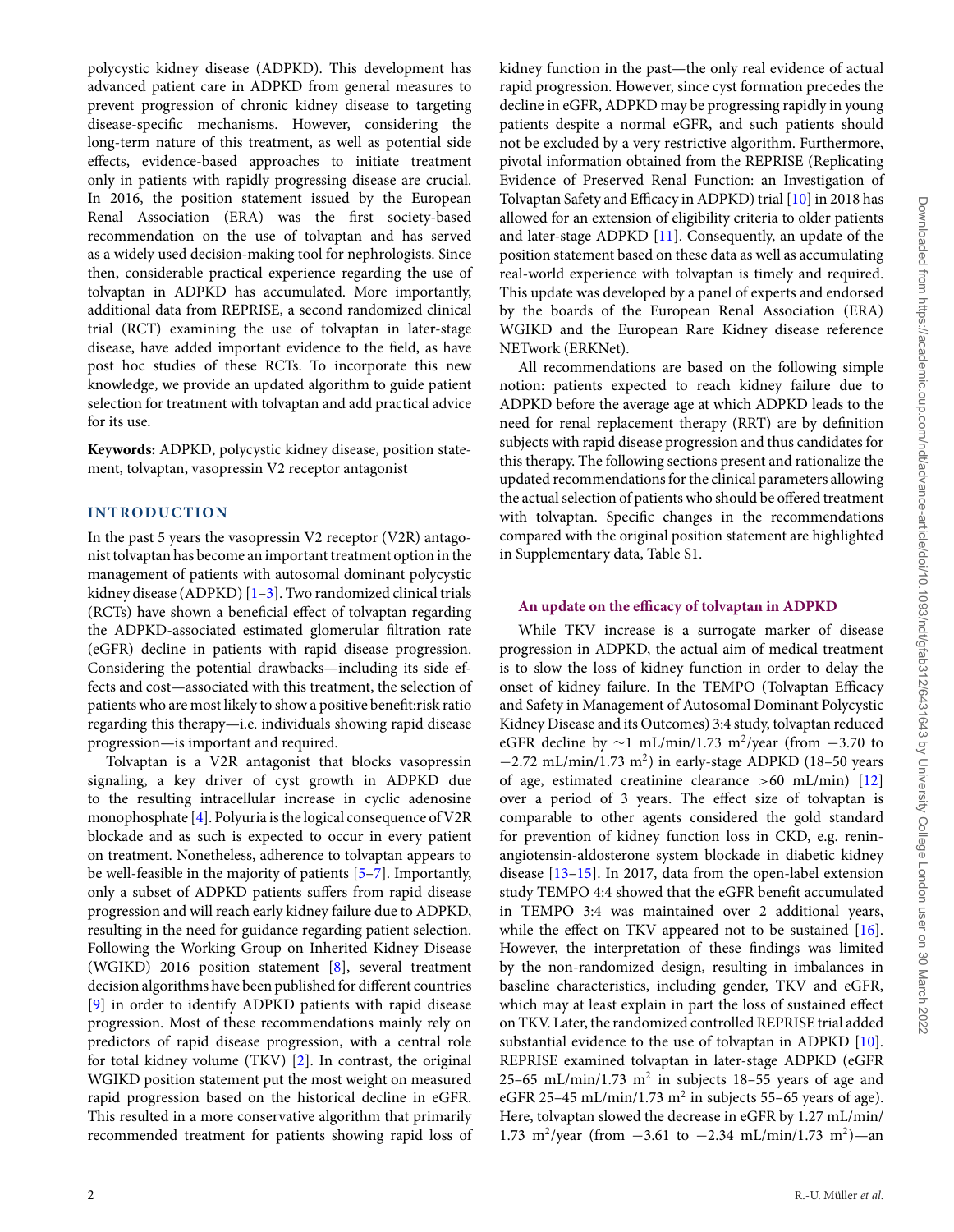polycystic kidney disease (ADPKD). This development has advanced patient care in ADPKD from general measures to prevent progression of chronic kidney disease to targeting disease-specific mechanisms. However, considering the long-term nature of this treatment, as well as potential side effects, evidence-based approaches to initiate treatment only in patients with rapidly progressing disease are crucial. In 2016, the position statement issued by the European Renal Association (ERA) was the first society-based recommendation on the use of tolvaptan and has served as a widely used decision-making tool for nephrologists. Since then, considerable practical experience regarding the use of tolvaptan in ADPKD has accumulated. More importantly, additional data from REPRISE, a second randomized clinical trial (RCT) examining the use of tolvaptan in later-stage disease, have added important evidence to the field, as have post hoc studies of these RCTs. To incorporate this new knowledge, we provide an updated algorithm to guide patient selection for treatment with tolvaptan and add practical advice for its use.

**Keywords:** ADPKD, polycystic kidney disease, position statement, tolvaptan, vasopressin V2 receptor antagonist

## INTRODUCTION

In the past 5 years the vasopressin V2 receptor (V2R) antagonist tolvaptan has become an important treatment option in the management of patients with autosomal dominant polycystic kidney disease (ADPKD) [1–3]. Two randomized clinical trials (RCTs) have shown a beneficial effect of tolvaptan regarding the ADPKD-associated estimated glomerular filtration rate (eGFR) decline in patients with rapid disease progression. Considering the potential drawbacks—including its side effects and cost—associated with this treatment, the selection of patients who are most likely to show a positive benefit:risk ratio regarding this therapy—i.e. individuals showing rapid disease progression—is important and required.

Tolvaptan is a V2R antagonist that blocks vasopressin signaling, a key driver of cyst growth in ADPKD due to the resulting intracellular increase in cyclic adenosine monophosphate [4]. Polyuria is the logical consequence of V2R blockade and as such is expected to occur in every patient on treatment. Nonetheless, adherence to tolvaptan appears to be well-feasible in the majority of patients [5–7]. Importantly, only a subset of ADPKD patients suffers from rapid disease progression and will reach early kidney failure due to ADPKD, resulting in the need for guidance regarding patient selection. Following the Working Group on Inherited Kidney Disease (WGIKD) 2016 position statement [8], several treatment decision algorithms have been published for different countries [9] in order to identify ADPKD patients with rapid disease progression. Most of these recommendations mainly rely on predictors of rapid disease progression, with a central role for total kidney volume (TKV) [2]. In contrast, the original WGIKD position statement put the most weight on measured rapid progression based on the historical decline in eGFR. This resulted in a more conservative algorithm that primarily recommended treatment for patients showing rapid loss of kidney function in the past—the only real evidence of actual rapid progression. However, since cyst formation precedes the decline in eGFR, ADPKD may be progressing rapidly in young patients despite a normal eGFR, and such patients should not be excluded by a very restrictive algorithm. Furthermore, pivotal information obtained from the REPRISE (Replicating Evidence of Preserved Renal Function: an Investigation of Tolvaptan Safety and Efficacy in ADPKD) trial [10] in 2018 has allowed for an extension of eligibility criteria to older patients and later-stage ADPKD [11]. Consequently, an update of the position statement based on these data as well as accumulating real-world experience with tolvaptan is timely and required. This update was developed by a panel of experts and endorsed by the boards of the European Renal Association (ERA) WGIKD and the European Rare Kidney disease reference NETwork (ERKNet).

All recommendations are based on the following simple notion: patients expected to reach kidney failure due to ADPKD before the average age at which ADPKD leads to the need for renal replacement therapy (RRT) are by definition subjects with rapid disease progression and thus candidates for this therapy. The following sections present and rationalize the updated recommendations for the clinical parameters allowing the actual selection of patients who should be offered treatment with tolvaptan. Specific changes in the recommendations compared with the original position statement are highlighted in Supplementary data, Table S1.

### An update on the efficacy of tolvaptan in ADPKD

While TKV increase is a surrogate marker of disease progression in ADPKD, the actual aim of medical treatment is to slow the loss of kidney function in order to delay the onset of kidney failure. In the TEMPO (Tolvaptan Efficacy and Safety in Management of Autosomal Dominant Polycystic Kidney Disease and its Outcomes) 3:4 study, tolvaptan reduced eGFR decline by ~1 mL/min/1.73 $m^2$/year (from −3.70 to −2.72 mL/min/1.73 $m^2$) in early-stage ADPKD (18–50 years of age, estimated creatinine clearance >60 mL/min) [12] over a period of 3 years. The effect size of tolvaptan is comparable to other agents considered the gold standard for prevention of kidney function loss in CKD, e.g. renin-angiotensin-aldosterone system blockade in diabetic kidney disease [13–15]. In 2017, data from the open-label extension study TEMPO 4:4 showed that the eGFR benefit accumulated in TEMPO 3:4 was maintained over 2 additional years, while the effect on TKV appeared not to be sustained [16]. However, the interpretation of these findings was limited by the non-randomized design, resulting in imbalances in baseline characteristics, including gender, TKV and eGFR, which may at least explain in part the loss of sustained effect on TKV. Later, the randomized controlled REPRISE trial added substantial evidence to the use of tolvaptan in ADPKD [10]. REPRISE examined tolvaptan in later-stage ADPKD (eGFR 25–65 mL/min/1.73 $m^2$ in subjects 18–55 years of age and eGFR 25–45 mL/min/1.73 $m^2$ in subjects 55–65 years of age). Here, tolvaptan slowed the decrease in eGFR by 1.27 mL/min/1.73 $m^2$/year (from −3.61 to −2.34 mL/min/1.73 $m^2$)—an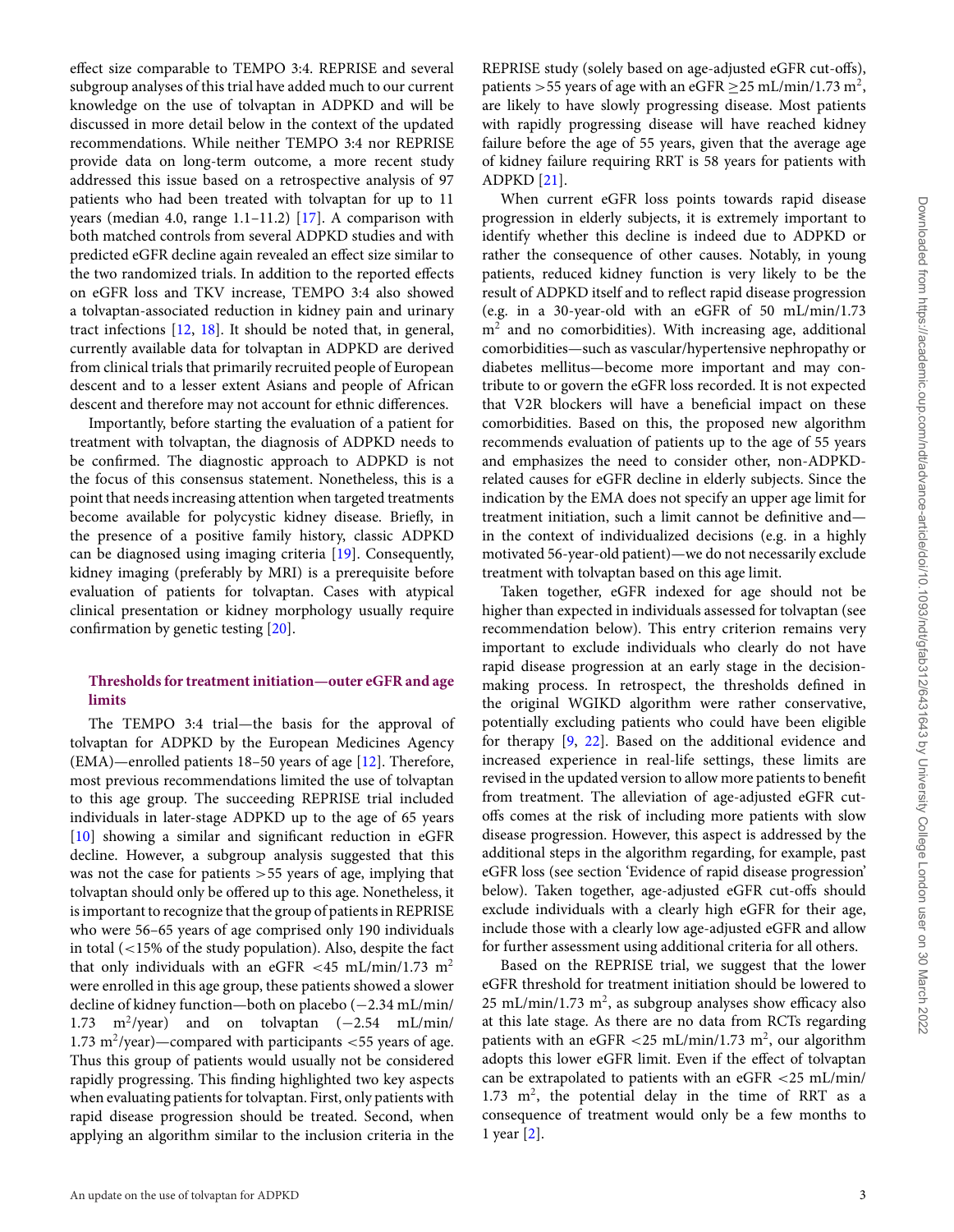effect size comparable to TEMPO 3:4. REPRISE and several subgroup analyses of this trial have added much to our current knowledge on the use of tolvaptan in ADPKD and will be discussed in more detail below in the context of the updated recommendations. While neither TEMPO 3:4 nor REPRISE provide data on long-term outcome, a more recent study addressed this issue based on a retrospective analysis of 97 patients who had been treated with tolvaptan for up to 11 years (median 4.0, range 1.1–11.2) [17]. A comparison with both matched controls from several ADPKD studies and with predicted eGFR decline again revealed an effect size similar to the two randomized trials. In addition to the reported effects on eGFR loss and TKV increase, TEMPO 3:4 also showed a tolvaptan-associated reduction in kidney pain and urinary tract infections [12, 18]. It should be noted that, in general, currently available data for tolvaptan in ADPKD are derived from clinical trials that primarily recruited people of European descent and to a lesser extent Asians and people of African descent and therefore may not account for ethnic differences.

Importantly, before starting the evaluation of a patient for treatment with tolvaptan, the diagnosis of ADPKD needs to be confirmed. The diagnostic approach to ADPKD is not the focus of this consensus statement. Nonetheless, this is a point that needs increasing attention when targeted treatments become available for polycystic kidney disease. Briefly, in the presence of a positive family history, classic ADPKD can be diagnosed using imaging criteria [19]. Consequently, kidney imaging (preferably by MRI) is a prerequisite before evaluation of patients for tolvaptan. Cases with atypical clinical presentation or kidney morphology usually require confirmation by genetic testing [20].

### Thresholds for treatment initiation—outer eGFR and age limits

The TEMPO 3:4 trial—the basis for the approval of tolvaptan for ADPKD by the European Medicines Agency (EMA)—enrolled patients 18–50 years of age [12]. Therefore, most previous recommendations limited the use of tolvaptan to this age group. The succeeding REPRISE trial included individuals in later-stage ADPKD up to the age of 65 years [10] showing a similar and significant reduction in eGFR decline. However, a subgroup analysis suggested that this was not the case for patients >55 years of age, implying that tolvaptan should only be offered up to this age. Nonetheless, it is important to recognize that the group of patients in REPRISE who were 56–65 years of age comprised only 190 individuals in total (<15% of the study population). Also, despite the fact that only individuals with an eGFR <45 mL/min/1.73 m$^2$ were enrolled in this age group, these patients showed a slower decline of kidney function—both on placebo (−2.34 mL/min/1.73 m$^2$/year) and on tolvaptan (−2.54 mL/min/1.73 m$^2$/year)—compared with participants <55 years of age. Thus this group of patients would usually not be considered rapidly progressing. This finding highlighted two key aspects when evaluating patients for tolvaptan. First, only patients with rapid disease progression should be treated. Second, when applying an algorithm similar to the inclusion criteria in the REPRISE study (solely based on age-adjusted eGFR cut-offs), patients >55 years of age with an eGFR ≥25 mL/min/1.73 m$^2$, are likely to have slowly progressing disease. Most patients with rapidly progressing disease will have reached kidney failure before the age of 55 years, given that the average age of kidney failure requiring RRT is 58 years for patients with ADPKD [21].

When current eGFR loss points towards rapid disease progression in elderly subjects, it is extremely important to identify whether this decline is indeed due to ADPKD or rather the consequence of other causes. Notably, in young patients, reduced kidney function is very likely to be the result of ADPKD itself and to reflect rapid disease progression (e.g. in a 30-year-old with an eGFR of 50 mL/min/1.73 m$^2$ and no comorbidities). With increasing age, additional comorbidities—such as vascular/hypertensive nephropathy or diabetes mellitus—become more important and may contribute to or govern the eGFR loss recorded. It is not expected that V2R blockers will have a beneficial impact on these comorbidities. Based on this, the proposed new algorithm recommends evaluation of patients up to the age of 55 years and emphasizes the need to consider other, non-ADPKD-related causes for eGFR decline in elderly subjects. Since the indication by the EMA does not specify an upper age limit for treatment initiation, such a limit cannot be definitive and—in the context of individualized decisions (e.g. in a highly motivated 56-year-old patient)—we do not necessarily exclude treatment with tolvaptan based on this age limit.

Taken together, eGFR indexed for age should not be higher than expected in individuals assessed for tolvaptan (see recommendation below). This entry criterion remains very important to exclude individuals who clearly do not have rapid disease progression at an early stage in the decision-making process. In retrospect, the thresholds defined in the original WGIKD algorithm were rather conservative, potentially excluding patients who could have been eligible for therapy [9, 22]. Based on the additional evidence and increased experience in real-life settings, these limits are revised in the updated version to allow more patients to benefit from treatment. The alleviation of age-adjusted eGFR cut-offs comes at the risk of including more patients with slow disease progression. However, this aspect is addressed by the additional steps in the algorithm regarding, for example, past eGFR loss (see section 'Evidence of rapid disease progression' below). Taken together, age-adjusted eGFR cut-offs should exclude individuals with a clearly high eGFR for their age, include those with a clearly low age-adjusted eGFR and allow for further assessment using additional criteria for all others.

Based on the REPRISE trial, we suggest that the lower eGFR threshold for treatment initiation should be lowered to 25 mL/min/1.73 m$^2$, as subgroup analyses show efficacy also at this late stage. As there are no data from RCTs regarding patients with an eGFR <25 mL/min/1.73 m$^2$, our algorithm adopts this lower eGFR limit. Even if the effect of tolvaptan can be extrapolated to patients with an eGFR <25 mL/min/1.73 m$^2$, the potential delay in the time of RRT as a consequence of treatment would only be a few months to 1 year [2].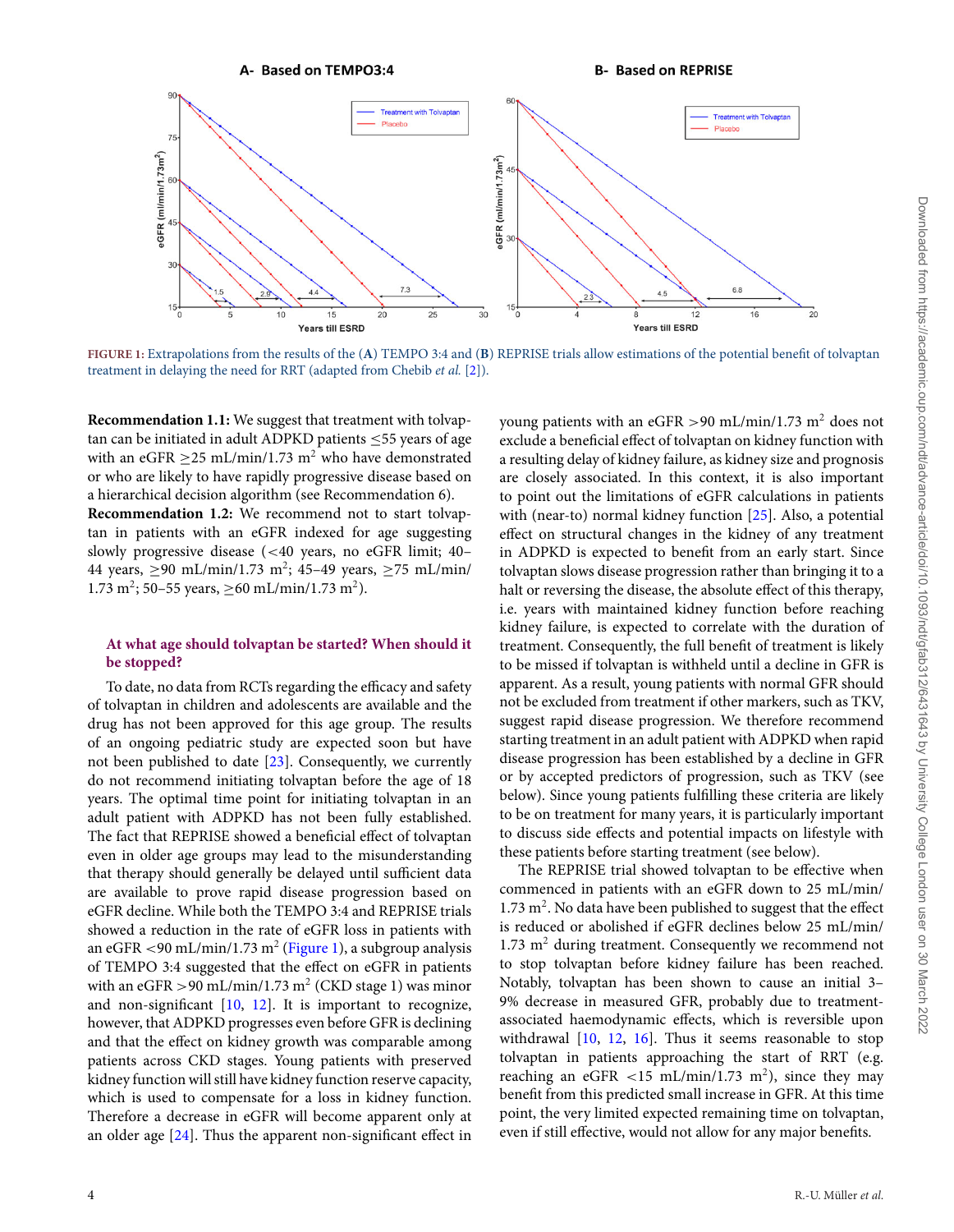**FIGURE 1:** Extrapolations from the results of the (**A**) TEMPO 3:4 and (**B**) REPRISE trials allow estimations of the potential benefit of tolvaptan treatment in delaying the need for RRT (adapted from Chebib *et al.* [2]).

**Recommendation 1.1:** We suggest that treatment with tolvaptan can be initiated in adult ADPKD patients ≤55 years of age with an eGFR ≥25 mL/min/1.73 m$^2$ who have demonstrated or who are likely to have rapidly progressive disease based on a hierarchical decision algorithm (see Recommendation 6).

**Recommendation 1.2:** We recommend not to start tolvaptan in patients with an eGFR indexed for age suggesting slowly progressive disease (<40 years, no eGFR limit; 40–44 years, ≥90 mL/min/1.73 m$^2$; 45–49 years, ≥75 mL/min/1.73 m$^2$; 50–55 years, ≥60 mL/min/1.73 m$^2$).

## At what age should tolvaptan be started? When should it be stopped?

To date, no data from RCTs regarding the efficacy and safety of tolvaptan in children and adolescents are available and the drug has not been approved for this age group. The results of an ongoing pediatric study are expected soon but have not been published to date [23]. Consequently, we currently do not recommend initiating tolvaptan before the age of 18 years. The optimal time point for initiating tolvaptan in an adult patient with ADPKD has not been fully established. The fact that REPRISE showed a beneficial effect of tolvaptan even in older age groups may lead to the misunderstanding that therapy should generally be delayed until sufficient data are available to prove rapid disease progression based on eGFR decline. While both the TEMPO 3:4 and REPRISE trials showed a reduction in the rate of eGFR loss in patients with an eGFR <90 mL/min/1.73 m$^2$ (Figure 1), a subgroup analysis of TEMPO 3:4 suggested that the effect on eGFR in patients with an eGFR >90 mL/min/1.73 m$^2$ (CKD stage 1) was minor and non-significant [10, 12]. It is important to recognize, however, that ADPKD progresses even before GFR is declining and that the effect on kidney growth was comparable among patients across CKD stages. Young patients with preserved kidney function will still have kidney function reserve capacity, which is used to compensate for a loss in kidney function. Therefore a decrease in eGFR will become apparent only at an older age [24]. Thus the apparent non-significant effect in young patients with an eGFR >90 mL/min/1.73 m$^2$ does not exclude a beneficial effect of tolvaptan on kidney function with a resulting delay of kidney failure, as kidney size and prognosis are closely associated. In this context, it is also important to point out the limitations of eGFR calculations in patients with (near-to) normal kidney function [25]. Also, a potential effect on structural changes in the kidney of any treatment in ADPKD is expected to benefit from an early start. Since tolvaptan slows disease progression rather than bringing it to a halt or reversing the disease, the absolute effect of this therapy, i.e. years with maintained kidney function before reaching kidney failure, is expected to correlate with the duration of treatment. Consequently, the full benefit of treatment is likely to be missed if tolvaptan is withheld until a decline in GFR is apparent. As a result, young patients with normal GFR should not be excluded from treatment if other markers, such as TKV, suggest rapid disease progression. We therefore recommend starting treatment in an adult patient with ADPKD when rapid disease progression has been established by a decline in GFR or by accepted predictors of progression, such as TKV (see below). Since young patients fulfilling these criteria are likely to be on treatment for many years, it is particularly important to discuss side effects and potential impacts on lifestyle with these patients before starting treatment (see below).

The REPRISE trial showed tolvaptan to be effective when commenced in patients with an eGFR down to 25 mL/min/1.73 m$^2$. No data have been published to suggest that the effect is reduced or abolished if eGFR declines below 25 mL/min/1.73 m$^2$ during treatment. Consequently we recommend not to stop tolvaptan before kidney failure has been reached. Notably, tolvaptan has been shown to cause an initial 3–9% decrease in measured GFR, probably due to treatment-associated haemodynamic effects, which is reversible upon withdrawal [10, 12, 16]. Thus it seems reasonable to stop tolvaptan in patients approaching the start of RRT (e.g. reaching an eGFR <15 mL/min/1.73 m$^2$), since they may benefit from this predicted small increase in GFR. At this time point, the very limited expected remaining time on tolvaptan, even if still effective, would not allow for any major benefits.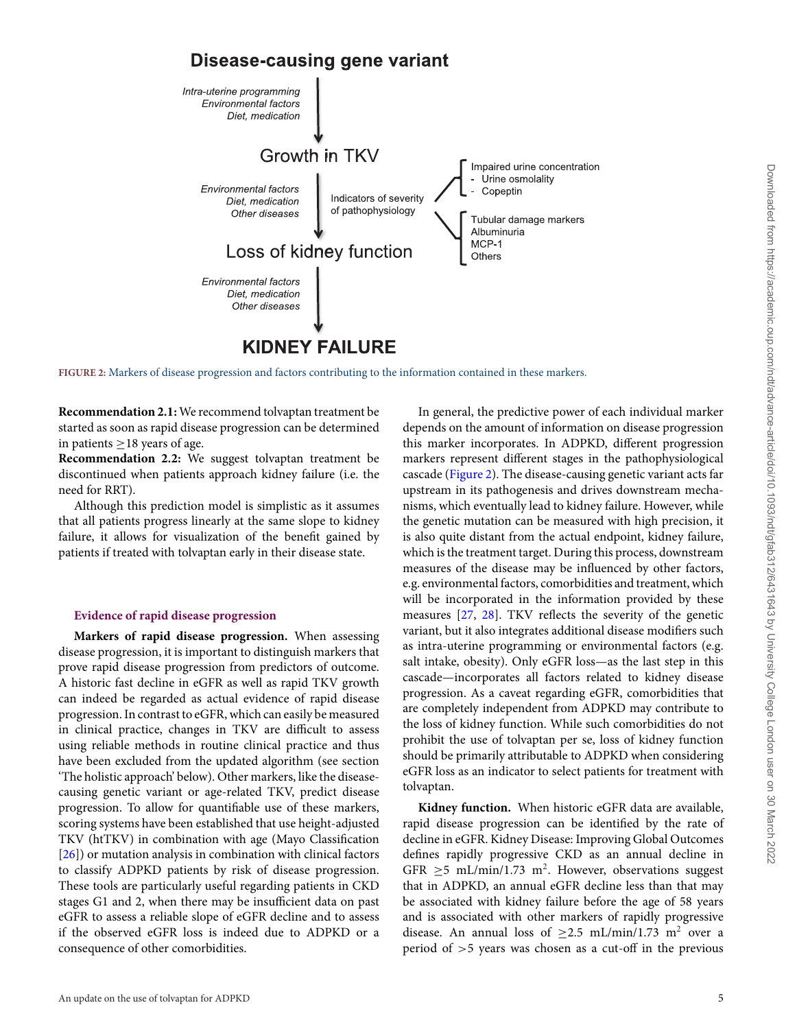**Disease-causing gene variant**

*Intra-uterine programming*
*Environmental factors*
*Diet, medication*

Growth in TKV

*Environmental factors*
*Diet, medication*
*Other diseases*

Indicators of severity of pathophysiology

Impaired urine concentration
- Urine osmolality
- Copeptin

Tubular damage markers
Albuminuria
MCP-1
Others

Loss of kidney function

*Environmental factors*
*Diet, medication*
*Other diseases*

**KIDNEY FAILURE**

FIGURE 2: Markers of disease progression and factors contributing to the information contained in these markers.

**Recommendation 2.1:** We recommend tolvaptan treatment be started as soon as rapid disease progression can be determined in patients ≥18 years of age.
**Recommendation 2.2:** We suggest tolvaptan treatment be discontinued when patients approach kidney failure (i.e. the need for RRT).

Although this prediction model is simplistic as it assumes that all patients progress linearly at the same slope to kidney failure, it allows for visualization of the benefit gained by patients if treated with tolvaptan early in their disease state.

### Evidence of rapid disease progression

**Markers of rapid disease progression.** When assessing disease progression, it is important to distinguish markers that prove rapid disease progression from predictors of outcome. A historic fast decline in eGFR as well as rapid TKV growth can indeed be regarded as actual evidence of rapid disease progression. In contrast to eGFR, which can easily be measured in clinical practice, changes in TKV are difficult to assess using reliable methods in routine clinical practice and thus have been excluded from the updated algorithm (see section 'The holistic approach' below). Other markers, like the disease-causing genetic variant or age-related TKV, predict disease progression. To allow for quantifiable use of these markers, scoring systems have been established that use height-adjusted TKV (htTKV) in combination with age (Mayo Classification [26]) or mutation analysis in combination with clinical factors to classify ADPKD patients by risk of disease progression. These tools are particularly useful regarding patients in CKD stages G1 and 2, when there may be insufficient data on past eGFR to assess a reliable slope of eGFR decline and to assess if the observed eGFR loss is indeed due to ADPKD or a consequence of other comorbidities.

In general, the predictive power of each individual marker depends on the amount of information on disease progression this marker incorporates. In ADPKD, different progression markers represent different stages in the pathophysiological cascade (Figure 2). The disease-causing genetic variant acts far upstream in its pathogenesis and drives downstream mechanisms, which eventually lead to kidney failure. However, while the genetic mutation can be measured with high precision, it is also quite distant from the actual endpoint, kidney failure, which is the treatment target. During this process, downstream measures of the disease may be influenced by other factors, e.g. environmental factors, comorbidities and treatment, which will be incorporated in the information provided by these measures [27, 28]. TKV reflects the severity of the genetic variant, but it also integrates additional disease modifiers such as intra-uterine programming or environmental factors (e.g. salt intake, obesity). Only eGFR loss—as the last step in this cascade—incorporates all factors related to kidney disease progression. As a caveat regarding eGFR, comorbidities that are completely independent from ADPKD may contribute to the loss of kidney function. While such comorbidities do not prohibit the use of tolvaptan per se, loss of kidney function should be primarily attributable to ADPKD when considering eGFR loss as an indicator to select patients for treatment with tolvaptan.

**Kidney function.** When historic eGFR data are available, rapid disease progression can be identified by the rate of decline in eGFR. Kidney Disease: Improving Global Outcomes defines rapidly progressive CKD as an annual decline in GFR ≥5 mL/min/1.73 m$^2$. However, observations suggest that in ADPKD, an annual eGFR decline less than that may be associated with kidney failure before the age of 58 years and is associated with other markers of rapidly progressive disease. An annual loss of ≥2.5 mL/min/1.73 m$^2$ over a period of >5 years was chosen as a cut-off in the previous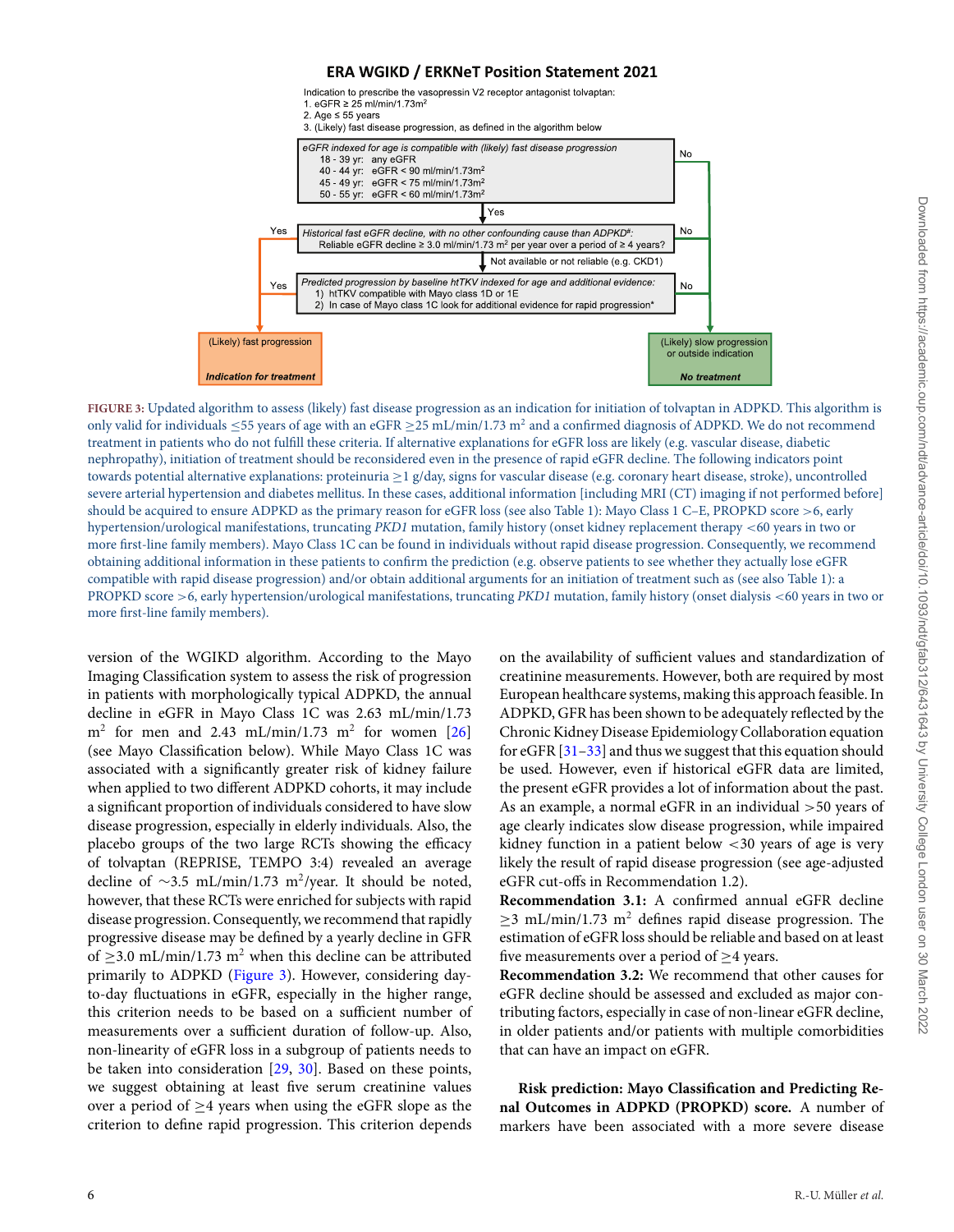## ERA WGIKD / ERKNeT Position Statement 2021

Indication to prescribe the vasopressin V2 receptor antagonist tolvaptan:
1. eGFR ≥ 25 ml/min/1.73m²
2. Age ≤ 55 years
3. (Likely) fast disease progression, as defined in the algorithm below

*eGFR indexed for age is compatible with (likely) fast disease progression*
- 18 - 39 yr: any eGFR
- 40 - 44 yr: eGFR < 90 ml/min/1.73m²
- 45 - 49 yr: eGFR < 75 ml/min/1.73m²
- 50 - 55 yr: eGFR < 60 ml/min/1.73m²

No → (Likely) slow progression or outside indication – *No treatment*

Yes ↓

*Historical fast eGFR decline, with no other confounding cause than ADPKD#:*
Reliable eGFR decline ≥ 3.0 ml/min/1.73 m² per year over a period of ≥ 4 years?

Yes → (Likely) fast progression – *Indication for treatment*

No → (Likely) slow progression or outside indication – *No treatment*

Not available or not reliable (e.g. CKD1) ↓

*Predicted progression by baseline htTKV indexed for age and additional evidence:*
1) htTKV compatible with Mayo class 1D or 1E
2) In case of Mayo class 1C look for additional evidence for rapid progression*

Yes → (Likely) fast progression – *Indication for treatment*

No → (Likely) slow progression or outside indication – *No treatment*

FIGURE 3: Updated algorithm to assess (likely) fast disease progression as an indication for initiation of tolvaptan in ADPKD. This algorithm is only valid for individuals ≤55 years of age with an eGFR ≥25 mL/min/1.73 m² and a confirmed diagnosis of ADPKD. We do not recommend treatment in patients who do not fulfill these criteria. If alternative explanations for eGFR loss are likely (e.g. vascular disease, diabetic nephropathy), initiation of treatment should be reconsidered even in the presence of rapid eGFR decline. The following indicators point towards potential alternative explanations: proteinuria ≥1 g/day, signs for vascular disease (e.g. coronary heart disease, stroke), uncontrolled severe arterial hypertension and diabetes mellitus. In these cases, additional information [including MRI (CT) imaging if not performed before] should be acquired to ensure ADPKD as the primary reason for eGFR loss (see also Table 1): Mayo Class 1 C–E, PROPKD score >6, early hypertension/urological manifestations, truncating *PKD1* mutation, family history (onset kidney replacement therapy <60 years in two or more first-line family members). Mayo Class 1C can be found in individuals without rapid disease progression. Consequently, we recommend obtaining additional information in these patients to confirm the prediction (e.g. observe patients to see whether they actually lose eGFR compatible with rapid disease progression) and/or obtain additional arguments for an initiation of treatment such as (see also Table 1): a PROPKD score >6, early hypertension/urological manifestations, truncating *PKD1* mutation, family history (onset dialysis <60 years in two or more first-line family members).

version of the WGIKD algorithm. According to the Mayo Imaging Classification system to assess the risk of progression in patients with morphologically typical ADPKD, the annual decline in eGFR in Mayo Class 1C was 2.63 mL/min/1.73 m² for men and 2.43 mL/min/1.73 m² for women [26] (see Mayo Classification below). While Mayo Class 1C was associated with a significantly greater risk of kidney failure when applied to two different ADPKD cohorts, it may include a significant proportion of individuals considered to have slow disease progression, especially in elderly individuals. Also, the placebo groups of the two large RCTs showing the efficacy of tolvaptan (REPRISE, TEMPO 3:4) revealed an average decline of ∼3.5 mL/min/1.73 m²/year. It should be noted, however, that these RCTs were enriched for subjects with rapid disease progression. Consequently, we recommend that rapidly progressive disease may be defined by a yearly decline in GFR of ≥3.0 mL/min/1.73 m² when this decline can be attributed primarily to ADPKD (Figure 3). However, considering day-to-day fluctuations in eGFR, especially in the higher range, this criterion needs to be based on a sufficient number of measurements over a sufficient duration of follow-up. Also, non-linearity of eGFR loss in a subgroup of patients needs to be taken into consideration [29, 30]. Based on these points, we suggest obtaining at least five serum creatinine values over a period of ≥4 years when using the eGFR slope as the criterion to define rapid progression. This criterion depends on the availability of sufficient values and standardization of creatinine measurements. However, both are required by most European healthcare systems, making this approach feasible. In ADPKD, GFR has been shown to be adequately reflected by the Chronic Kidney Disease Epidemiology Collaboration equation for eGFR [31–33] and thus we suggest that this equation should be used. However, even if historical eGFR data are limited, the present eGFR provides a lot of information about the past. As an example, a normal eGFR in an individual >50 years of age clearly indicates slow disease progression, while impaired kidney function in a patient below <30 years of age is very likely the result of rapid disease progression (see age-adjusted eGFR cut-offs in Recommendation 1.2).

**Recommendation 3.1:** A confirmed annual eGFR decline ≥3 mL/min/1.73 m² defines rapid disease progression. The estimation of eGFR loss should be reliable and based on at least five measurements over a period of ≥4 years.

**Recommendation 3.2:** We recommend that other causes for eGFR decline should be assessed and excluded as major contributing factors, especially in case of non-linear eGFR decline, in older patients and/or patients with multiple comorbidities that can have an impact on eGFR.

**Risk prediction: Mayo Classification and Predicting Renal Outcomes in ADPKD (PROPKD) score.** A number of markers have been associated with a more severe disease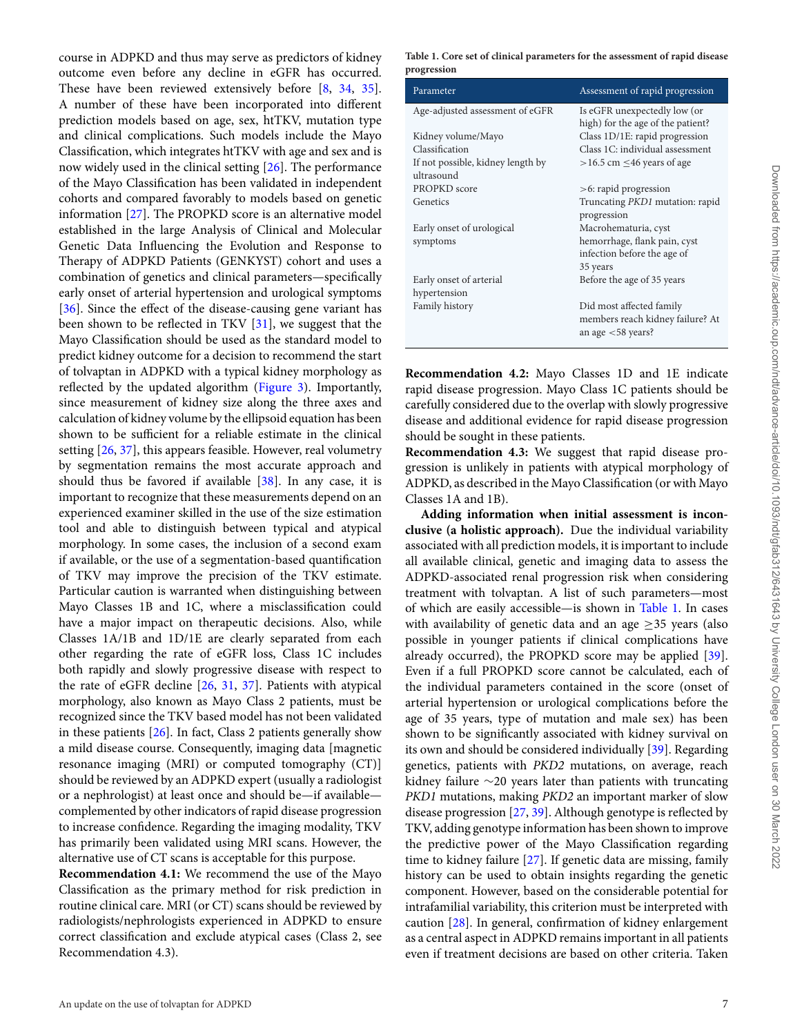course in ADPKD and thus may serve as predictors of kidney outcome even before any decline in eGFR has occurred. These have been reviewed extensively before [8, 34, 35]. A number of these have been incorporated into different prediction models based on age, sex, htTKV, mutation type and clinical complications. Such models include the Mayo Classification, which integrates htTKV with age and sex and is now widely used in the clinical setting [26]. The performance of the Mayo Classification has been validated in independent cohorts and compared favorably to models based on genetic information [27]. The PROPKD score is an alternative model established in the large Analysis of Clinical and Molecular Genetic Data Influencing the Evolution and Response to Therapy of ADPKD Patients (GENKYST) cohort and uses a combination of genetics and clinical parameters—specifically early onset of arterial hypertension and urological symptoms [36]. Since the effect of the disease-causing gene variant has been shown to be reflected in TKV [31], we suggest that the Mayo Classification should be used as the standard model to predict kidney outcome for a decision to recommend the start of tolvaptan in ADPKD with a typical kidney morphology as reflected by the updated algorithm (Figure 3). Importantly, since measurement of kidney size along the three axes and calculation of kidney volume by the ellipsoid equation has been shown to be sufficient for a reliable estimate in the clinical setting [26, 37], this appears feasible. However, real volumetry by segmentation remains the most accurate approach and should thus be favored if available [38]. In any case, it is important to recognize that these measurements depend on an experienced examiner skilled in the use of the size estimation tool and able to distinguish between typical and atypical morphology. In some cases, the inclusion of a second exam if available, or the use of a segmentation-based quantification of TKV may improve the precision of the TKV estimate. Particular caution is warranted when distinguishing between Mayo Classes 1B and 1C, where a misclassification could have a major impact on therapeutic decisions. Also, while Classes 1A/1B and 1D/1E are clearly separated from each other regarding the rate of eGFR loss, Class 1C includes both rapidly and slowly progressive disease with respect to the rate of eGFR decline [26, 31, 37]. Patients with atypical morphology, also known as Mayo Class 2 patients, must be recognized since the TKV based model has not been validated in these patients [26]. In fact, Class 2 patients generally show a mild disease course. Consequently, imaging data [magnetic resonance imaging (MRI) or computed tomography (CT)] should be reviewed by an ADPKD expert (usually a radiologist or a nephrologist) at least once and should be—if available—complemented by other indicators of rapid disease progression to increase confidence. Regarding the imaging modality, TKV has primarily been validated using MRI scans. However, the alternative use of CT scans is acceptable for this purpose.

**Recommendation 4.1:** We recommend the use of the Mayo Classification as the primary method for risk prediction in routine clinical care. MRI (or CT) scans should be reviewed by radiologists/nephrologists experienced in ADPKD to ensure correct classification and exclude atypical cases (Class 2, see Recommendation 4.3).

**Table 1. Core set of clinical parameters for the assessment of rapid disease progression**

| Parameter | Assessment of rapid progression |
|---|---|
| Age-adjusted assessment of eGFR | Is eGFR unexpectedly low (or high) for the age of the patient? |
| Kidney volume/Mayo Classification | Class 1D/1E: rapid progression<br>Class 1C: individual assessment |
| If not possible, kidney length by ultrasound | >16.5 cm ≤46 years of age |
| PROPKD score | >6: rapid progression |
| Genetics | Truncating *PKD1* mutation: rapid progression |
| Early onset of urological symptoms | Macrohematuria, cyst hemorrhage, flank pain, cyst infection before the age of 35 years |
| Early onset of arterial hypertension | Before the age of 35 years |
| Family history | Did most affected family members reach kidney failure? At an age <58 years? |

**Recommendation 4.2:** Mayo Classes 1D and 1E indicate rapid disease progression. Mayo Class 1C patients should be carefully considered due to the overlap with slowly progressive disease and additional evidence for rapid disease progression should be sought in these patients.

**Recommendation 4.3:** We suggest that rapid disease progression is unlikely in patients with atypical morphology of ADPKD, as described in the Mayo Classification (or with Mayo Classes 1A and 1B).

**Adding information when initial assessment is inconclusive (a holistic approach).** Due the individual variability associated with all prediction models, it is important to include all available clinical, genetic and imaging data to assess the ADPKD-associated renal progression risk when considering treatment with tolvaptan. A list of such parameters—most of which are easily accessible—is shown in Table 1. In cases with availability of genetic data and an age ≥35 years (also possible in younger patients if clinical complications have already occurred), the PROPKD score may be applied [39]. Even if a full PROPKD score cannot be calculated, each of the individual parameters contained in the score (onset of arterial hypertension or urological complications before the age of 35 years, type of mutation and male sex) has been shown to be significantly associated with kidney survival on its own and should be considered individually [39]. Regarding genetics, patients with *PKD2* mutations, on average, reach kidney failure ∼20 years later than patients with truncating *PKD1* mutations, making *PKD2* an important marker of slow disease progression [27, 39]. Although genotype is reflected by TKV, adding genotype information has been shown to improve the predictive power of the Mayo Classification regarding time to kidney failure [27]. If genetic data are missing, family history can be used to obtain insights regarding the genetic component. However, based on the considerable potential for intrafamilial variability, this criterion must be interpreted with caution [28]. In general, confirmation of kidney enlargement as a central aspect in ADPKD remains important in all patients even if treatment decisions are based on other criteria. Taken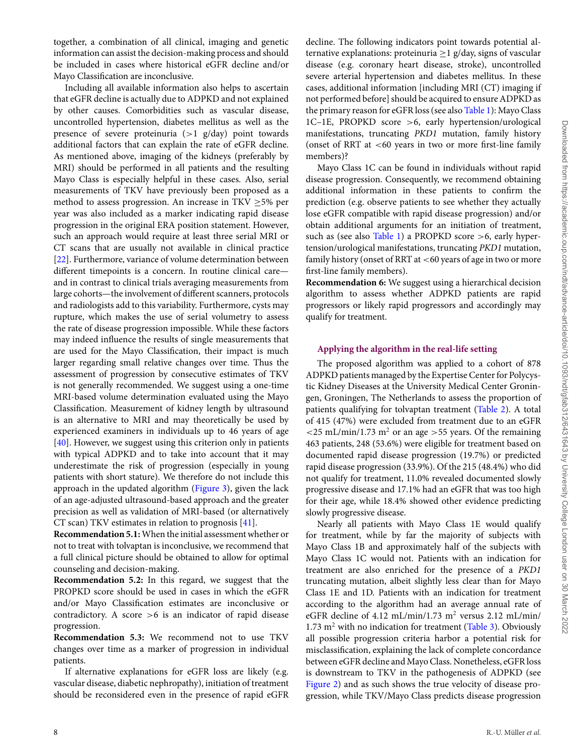together, a combination of all clinical, imaging and genetic information can assist the decision-making process and should be included in cases where historical eGFR decline and/or Mayo Classification are inconclusive.

Including all available information also helps to ascertain that eGFR decline is actually due to ADPKD and not explained by other causes. Comorbidities such as vascular disease, uncontrolled hypertension, diabetes mellitus as well as the presence of severe proteinuria (>1 g/day) point towards additional factors that can explain the rate of eGFR decline. As mentioned above, imaging of the kidneys (preferably by MRI) should be performed in all patients and the resulting Mayo Class is especially helpful in these cases. Also, serial measurements of TKV have previously been proposed as a method to assess progression. An increase in TKV ≥5% per year was also included as a marker indicating rapid disease progression in the original ERA position statement. However, such an approach would require at least three serial MRI or CT scans that are usually not available in clinical practice [22]. Furthermore, variance of volume determination between different timepoints is a concern. In routine clinical care—and in contrast to clinical trials averaging measurements from large cohorts—the involvement of different scanners, protocols and radiologists add to this variability. Furthermore, cysts may rupture, which makes the use of serial volumetry to assess the rate of disease progression impossible. While these factors may indeed influence the results of single measurements that are used for the Mayo Classification, their impact is much larger regarding small relative changes over time. Thus the assessment of progression by consecutive estimates of TKV is not generally recommended. We suggest using a one-time MRI-based volume determination evaluated using the Mayo Classification. Measurement of kidney length by ultrasound is an alternative to MRI and may theoretically be used by experienced examiners in individuals up to 46 years of age [40]. However, we suggest using this criterion only in patients with typical ADPKD and to take into account that it may underestimate the risk of progression (especially in young patients with short stature). We therefore do not include this approach in the updated algorithm (Figure 3), given the lack of an age-adjusted ultrasound-based approach and the greater precision as well as validation of MRI-based (or alternatively CT scan) TKV estimates in relation to prognosis [41].

**Recommendation 5.1:** When the initial assessment whether or not to treat with tolvaptan is inconclusive, we recommend that a full clinical picture should be obtained to allow for optimal counseling and decision-making.

**Recommendation 5.2:** In this regard, we suggest that the PROPKD score should be used in cases in which the eGFR and/or Mayo Classification estimates are inconclusive or contradictory. A score >6 is an indicator of rapid disease progression.

**Recommendation 5.3:** We recommend not to use TKV changes over time as a marker of progression in individual patients.

If alternative explanations for eGFR loss are likely (e.g. vascular disease, diabetic nephropathy), initiation of treatment should be reconsidered even in the presence of rapid eGFR decline. The following indicators point towards potential alternative explanations: proteinuria ≥1 g/day, signs of vascular disease (e.g. coronary heart disease, stroke), uncontrolled severe arterial hypertension and diabetes mellitus. In these cases, additional information [including MRI (CT) imaging if not performed before] should be acquired to ensure ADPKD as the primary reason for eGFR loss (see also Table 1): Mayo Class 1C–1E, PROPKD score >6, early hypertension/urological manifestations, truncating *PKD1* mutation, family history (onset of RRT at <60 years in two or more first-line family members)?

Mayo Class 1C can be found in individuals without rapid disease progression. Consequently, we recommend obtaining additional information in these patients to confirm the prediction (e.g. observe patients to see whether they actually lose eGFR compatible with rapid disease progression) and/or obtain additional arguments for an initiation of treatment, such as (see also Table 1) a PROPKD score >6, early hypertension/urological manifestations, truncating *PKD1* mutation, family history (onset of RRT at <60 years of age in two or more first-line family members).

**Recommendation 6:** We suggest using a hierarchical decision algorithm to assess whether ADPKD patients are rapid progressors or likely rapid progressors and accordingly may qualify for treatment.

### Applying the algorithm in the real-life setting

The proposed algorithm was applied to a cohort of 878 ADPKD patients managed by the Expertise Center for Polycystic Kidney Diseases at the University Medical Center Groningen, Groningen, The Netherlands to assess the proportion of patients qualifying for tolvaptan treatment (Table 2). A total of 415 (47%) were excluded from treatment due to an eGFR <25 mL/min/1.73 $m^2$ or an age >55 years. Of the remaining 463 patients, 248 (53.6%) were eligible for treatment based on documented rapid disease progression (19.7%) or predicted rapid disease progression (33.9%). Of the 215 (48.4%) who did not qualify for treatment, 11.0% revealed documented slowly progressive disease and 17.1% had an eGFR that was too high for their age, while 18.4% showed other evidence predicting slowly progressive disease.

Nearly all patients with Mayo Class 1E would qualify for treatment, while by far the majority of subjects with Mayo Class 1B and approximately half of the subjects with Mayo Class 1C would not. Patients with an indication for treatment are also enriched for the presence of a *PKD1* truncating mutation, albeit slightly less clear than for Mayo Class 1E and 1D. Patients with an indication for treatment according to the algorithm had an average annual rate of eGFR decline of 4.12 mL/min/1.73 $m^2$ versus 2.12 mL/min/1.73 $m^2$ with no indication for treatment (Table 3). Obviously all possible progression criteria harbor a potential risk for misclassification, explaining the lack of complete concordance between eGFR decline and Mayo Class. Nonetheless, eGFR loss is downstream to TKV in the pathogenesis of ADPKD (see Figure 2) and as such shows the true velocity of disease progression, while TKV/Mayo Class predicts disease progression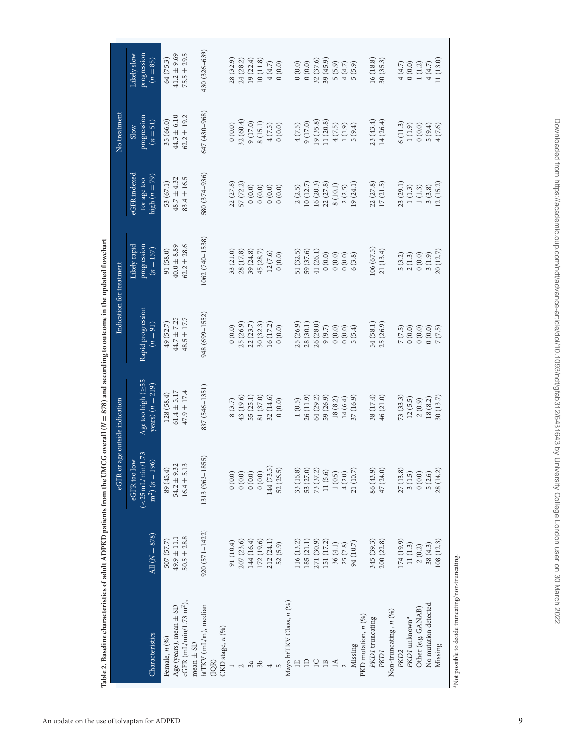**Table 2. Baseline characteristics of adult ADPKD patients from the UMCG overall (N = 878) and according to outcome in the updated flowchart**

| Characteristics | All (N = 878) | eGFR or age outside indication | | Indication for treatment | | No treatment | | |
|---|---|---|---|---|---|---|---|---|
| | | eGFR too low (<25 mL/min/1.73 m$^2$) (n = 196) | Age too high (≥55 years) (n = 219) | Rapid progression (n = 91) | Likely rapid progression (n = 157) | eGFR indexed for age too high (n = 79) | Slow progression (n = 51) | Likely slow progression (n = 85) |
| Female, n (%) | 507 (57.7) | 89 (45.4) | 128 (58.4) | 49 (52.7) | 91 (58.0) | 53 (67.1) | 35 (66.0) | 64 (75.3) |
| Age (years), mean ± SD | 49.9 ± 11.1 | 54.2 ± 9.32 | 61.4 ± 5.17 | 44.7 ± 7.25 | 40.0 ± 8.89 | 48.7 ± 4.32 | 44.3 ± 6.10 | 41.2 ± 9.69 |
| eGFR (mL/min/1.73 m$^2$), mean ± SD | 50.5 ± 28.8 | 16.4 ± 5.13 | 47.9 ± 17.4 | 48.5 ± 17.7 | 62.2 ± 28.6 | 83.4 ± 16.5 | 62.2 ± 19.2 | 75.5 ± 29.5 |
| htTKV (mL/m), median (IQR) | 920 (571–1422) | 1313 (963–1855) | 837 (546–1351) | 948 (699–1552) | 1062 (740–1538) | 580 (374–936) | 647 (430–968) | 430 (326–639) |
| CKD stage, n (%) | | | | | | | | |
| 1 | 91 (10.4) | 0 (0.0) | 8 (3.7) | 0 (0.0) | 33 (21.0) | 22 (27.8) | 0 (0.0) | 28 (32.9) |
| 2 | 207 (23.6) | 0 (0.0) | 43 (19.6) | 25 (26.9) | 28 (17.8) | 57 (72.2) | 32 (60.4) | 24 (28.2) |
| 3a | 144 (16.4) | 0 (0.0) | 55 (25.1) | 22 (23.7) | 39 (24.8) | 0 (0.0) | 9 (17.0) | 19 (22.4) |
| 3b | 172 (19.6) | 0 (0.0) | 81 (37.0) | 30 (32.3) | 45 (28.7) | 0 (0.0) | 8 (15.1) | 10 (11.8) |
| 4 | 212 (24.1) | 144 (73.5) | 32 (14.6) | 16 (17.2) | 12 (7.6) | 0 (0.0) | 4 (7.5) | 4 (4.7) |
| 5 | 52 (5.9) | 52 (26.5) | 0 (0.0) | 0 (0.0) | 0 (0.0) | 0 (0.0) | 0 (0.0) | 0 (0.0) |
| Mayo htTKV Class, n (%) | | | | | | | | |
| 1E | 116 (13.2) | 33 (16.8) | 1 (0.5) | 25 (26.9) | 51 (32.5) | 2 (2.5) | 4 (7.5) | 0 (0.0) |
| 1D | 185 (21.1) | 53 (27.0) | 26 (11.9) | 28 (30.1) | 59 (37.6) | 10 (12.7) | 9 (17.0) | 0 (0.0) |
| 1C | 271 (30.9) | 73 (37.2) | 64 (29.2) | 26 (28.0) | 41 (26.1) | 16 (20.3) | 19 (35.8) | 32 (37.6) |
| 1B | 151 (17.2) | 11 (5.6) | 59 (26.9) | 9 (9.7) | 0 (0.0) | 22 (27.8) | 11 (20.8) | 39 (45.9) |
| 1A | 36 (4.1) | 1 (0.5) | 18 (8.2) | 0 (0.0) | 0 (0.0) | 8 (10.1) | 4 (7.5) | 5 (5.9) |
| 2 | 25 (2.8) | 4 (2.0) | 14 (6.4) | 0 (0.0) | 0 (0.0) | 2 (2.5) | 1 (1.9) | 4 (4.7) |
| Missing | 94 (10.7) | 21 (10.7) | 37 (16.9) | 5 (5.4) | 6 (3.8) | 19 (24.1) | 5 (9.4) | 5 (5.9) |
| PKD mutation, n (%) | | | | | | | | |
| *PKD1* truncating | 345 (39.3) | 86 (43.9) | 38 (17.4) | 54 (58.1) | 106 (67.5) | 22 (27.8) | 23 (43.4) | 16 (18.8) |
| *PKD1* | 200 (22.8) | 47 (24.0) | 46 (21.0) | 25 (26.9) | 21 (13.4) | 17 (21.5) | 14 (26.4) | 30 (35.3) |
| Non-truncating , n (%) | | | | | | | | |
| *PKD2* | 174 (19.9) | 27 (13.8) | 73 (33.3) | 7 (7.5) | 5 (3.2) | 23 (29.1) | 6 (11.3) | 4 (4.7) |
| *PKD1* unknown[a] | 11 (1.3) | 3 (1.5) | 12 (5.5) | 0 (0.0) | 2 (1.3) | 1 (1.3) | 1 (1.9) | 0 (0.0) |
| Other (e.g. GANAB) | 2 (0.2) | 0 (0.0) | 2 (0.9) | 0 (0.0) | 0 (0.0) | 1 (1.3) | 0 (0.0) | 1 (1.2) |
| No mutation detected | 38 (4.3) | 5 (2.6) | 18 (8.2) | 0 (0.0) | 3 (1.9) | 3 (3.8) | 5 (9.4) | 4 (4.7) |
| Missing | 108 (12.3) | 28 (14.2) | 30 (13.7) | 7 (7.5) | 20 (12.7) | 12 (15.2) | 4 (7.6) | 11 (13.0) |

[a]Not possible to decide truncating/non-truncating.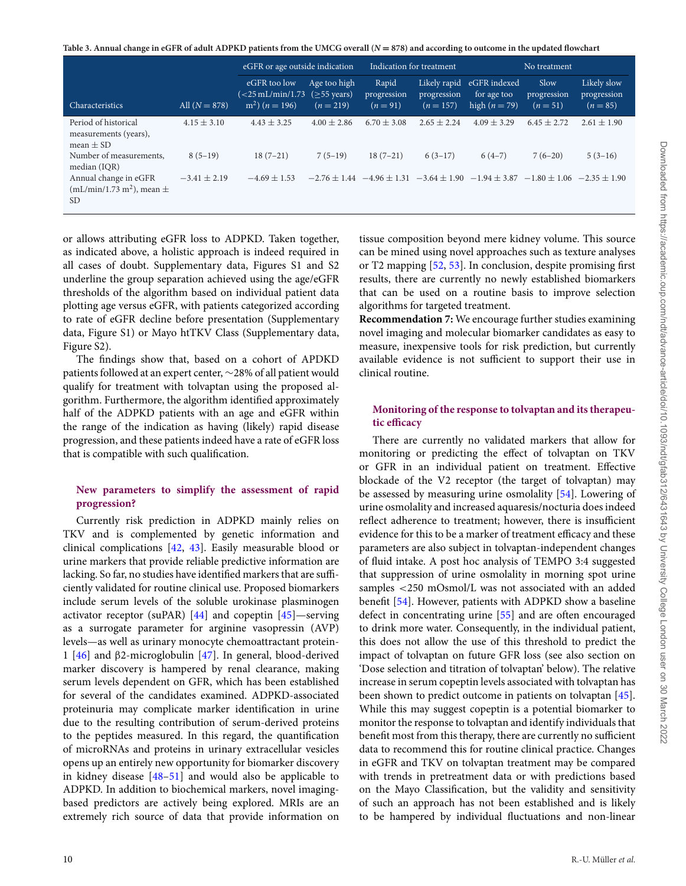**Table 3. Annual change in eGFR of adult ADPKD patients from the UMCG overall (N = 878) and according to outcome in the updated flowchart**

| Characteristics | All (N = 878) | eGFR or age outside indication | | Indication for treatment | | No treatment | | |
|---|---|---|---|---|---|---|---|---|
| | | eGFR too low (<25 mL/min/1.73 m$^2$) (n = 196) | Age too high (≥55 years) (n = 219) | Rapid progression (n = 91) | Likely rapid progression (n = 157) | eGFR indexed for age too high (n = 79) | Slow progression (n = 51) | Likely slow progression (n = 85) |
| Period of historical measurements (years), mean ± SD | 4.15 ± 3.10 | 4.43 ± 3.25 | 4.00 ± 2.86 | 6.70 ± 3.08 | 2.65 ± 2.24 | 4.09 ± 3.29 | 6.45 ± 2.72 | 2.61 ± 1.90 |
| Number of measurements, median (IQR) | 8 (5–19) | 18 (7–21) | 7 (5–19) | 18 (7–21) | 6 (3–17) | 6 (4–7) | 7 (6–20) | 5 (3–16) |
| Annual change in eGFR (mL/min/1.73 m$^2$), mean ± SD | −3.41 ± 2.19 | −4.69 ± 1.53 | −2.76 ± 1.44 | −4.96 ± 1.31 | −3.64 ± 1.90 | −1.94 ± 3.87 | −1.80 ± 1.06 | −2.35 ± 1.90 |

or allows attributing eGFR loss to ADPKD. Taken together, as indicated above, a holistic approach is indeed required in all cases of doubt. Supplementary data, Figures S1 and S2 underline the group separation achieved using the age/eGFR thresholds of the algorithm based on individual patient data plotting age versus eGFR, with patients categorized according to rate of eGFR decline before presentation (Supplementary data, Figure S1) or Mayo htTKV Class (Supplementary data, Figure S2).

The findings show that, based on a cohort of APDKD patients followed at an expert center, ∼28% of all patient would qualify for treatment with tolvaptan using the proposed algorithm. Furthermore, the algorithm identified approximately half of the ADPKD patients with an age and eGFR within the range of the indication as having (likely) rapid disease progression, and these patients indeed have a rate of eGFR loss that is compatible with such qualification.

## New parameters to simplify the assessment of rapid progression?

Currently risk prediction in ADPKD mainly relies on TKV and is complemented by genetic information and clinical complications [42, 43]. Easily measurable blood or urine markers that provide reliable predictive information are lacking. So far, no studies have identified markers that are sufficiently validated for routine clinical use. Proposed biomarkers include serum levels of the soluble urokinase plasminogen activator receptor (suPAR) [44] and copeptin [45]—serving as a surrogate parameter for arginine vasopressin (AVP) levels—as well as urinary monocyte chemoattractant protein-1 [46] and β2-microglobulin [47]. In general, blood-derived marker discovery is hampered by renal clearance, making serum levels dependent on GFR, which has been established for several of the candidates examined. ADPKD-associated proteinuria may complicate marker identification in urine due to the resulting contribution of serum-derived proteins to the peptides measured. In this regard, the quantification of microRNAs and proteins in urinary extracellular vesicles opens up an entirely new opportunity for biomarker discovery in kidney disease [48–51] and would also be applicable to ADPKD. In addition to biochemical markers, novel imaging-based predictors are actively being explored. MRIs are an extremely rich source of data that provide information on tissue composition beyond mere kidney volume. This source can be mined using novel approaches such as texture analyses or T2 mapping [52, 53]. In conclusion, despite promising first results, there are currently no newly established biomarkers that can be used on a routine basis to improve selection algorithms for targeted treatment.

**Recommendation 7:** We encourage further studies examining novel imaging and molecular biomarker candidates as easy to measure, inexpensive tools for risk prediction, but currently available evidence is not sufficient to support their use in clinical routine.

## Monitoring of the response to tolvaptan and its therapeutic efficacy

There are currently no validated markers that allow for monitoring or predicting the effect of tolvaptan on TKV or GFR in an individual patient on treatment. Effective blockade of the V2 receptor (the target of tolvaptan) may be assessed by measuring urine osmolality [54]. Lowering of urine osmolality and increased aquaresis/nocturia does indeed reflect adherence to treatment; however, there is insufficient evidence for this to be a marker of treatment efficacy and these parameters are also subject in tolvaptan-independent changes of fluid intake. A post hoc analysis of TEMPO 3:4 suggested that suppression of urine osmolality in morning spot urine samples <250 mOsmol/L was not associated with an added benefit [54]. However, patients with ADPKD show a baseline defect in concentrating urine [55] and are often encouraged to drink more water. Consequently, in the individual patient, this does not allow the use of this threshold to predict the impact of tolvaptan on future GFR loss (see also section on 'Dose selection and titration of tolvaptan' below). The relative increase in serum copeptin levels associated with tolvaptan has been shown to predict outcome in patients on tolvaptan [45]. While this may suggest copeptin is a potential biomarker to monitor the response to tolvaptan and identify individuals that benefit most from this therapy, there are currently no sufficient data to recommend this for routine clinical practice. Changes in eGFR and TKV on tolvaptan treatment may be compared with trends in pretreatment data or with predictions based on the Mayo Classification, but the validity and sensitivity of such an approach has not been established and is likely to be hampered by individual fluctuations and non-linear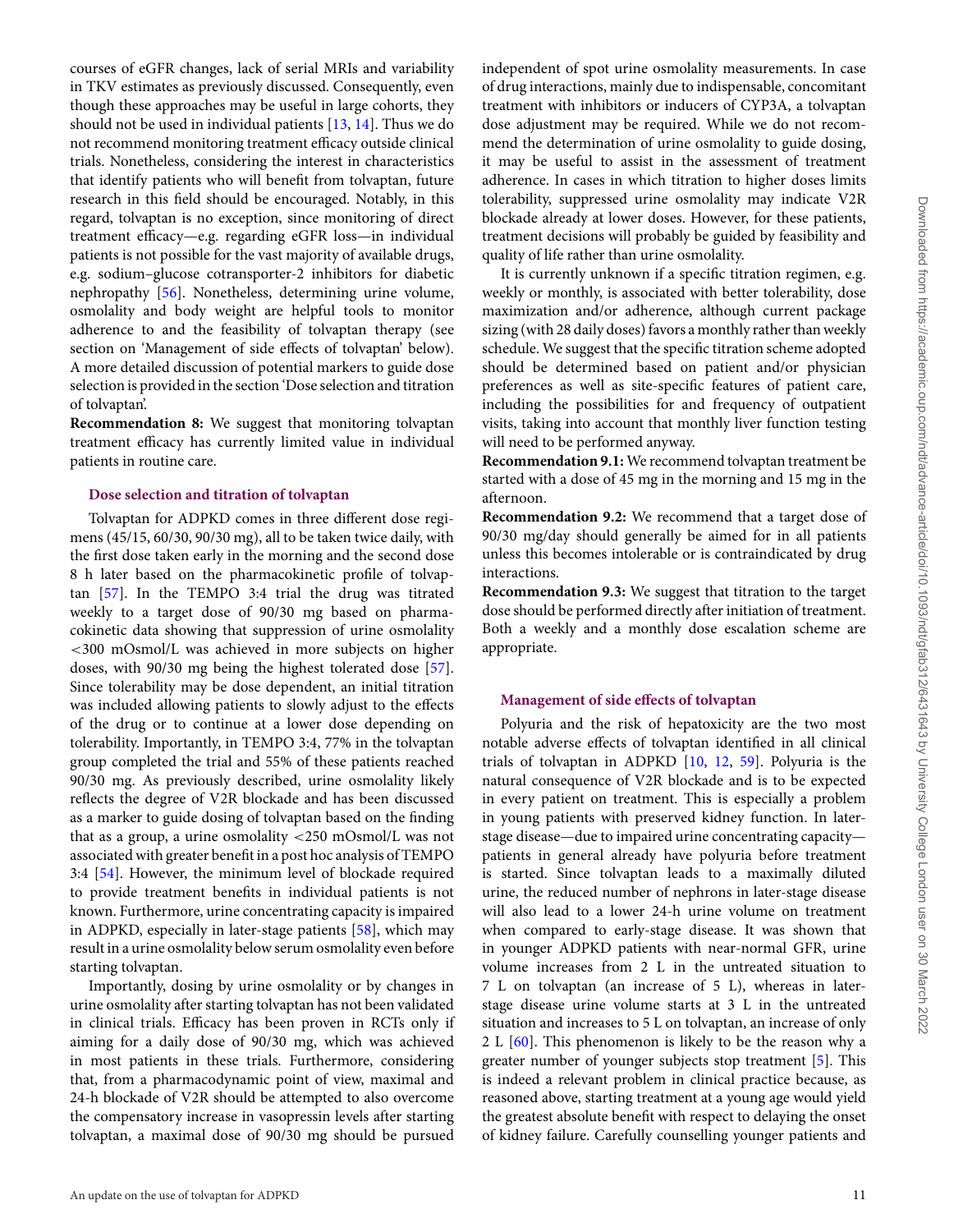courses of eGFR changes, lack of serial MRIs and variability in TKV estimates as previously discussed. Consequently, even though these approaches may be useful in large cohorts, they should not be used in individual patients [13, 14]. Thus we do not recommend monitoring treatment efficacy outside clinical trials. Nonetheless, considering the interest in characteristics that identify patients who will benefit from tolvaptan, future research in this field should be encouraged. Notably, in this regard, tolvaptan is no exception, since monitoring of direct treatment efficacy—e.g. regarding eGFR loss—in individual patients is not possible for the vast majority of available drugs, e.g. sodium–glucose cotransporter-2 inhibitors for diabetic nephropathy [56]. Nonetheless, determining urine volume, osmolality and body weight are helpful tools to monitor adherence to and the feasibility of tolvaptan therapy (see section on 'Management of side effects of tolvaptan' below). A more detailed discussion of potential markers to guide dose selection is provided in the section 'Dose selection and titration of tolvaptan'.

**Recommendation 8:** We suggest that monitoring tolvaptan treatment efficacy has currently limited value in individual patients in routine care.

### Dose selection and titration of tolvaptan

Tolvaptan for ADPKD comes in three different dose regimens (45/15, 60/30, 90/30 mg), all to be taken twice daily, with the first dose taken early in the morning and the second dose 8 h later based on the pharmacokinetic profile of tolvaptan [57]. In the TEMPO 3:4 trial the drug was titrated weekly to a target dose of 90/30 mg based on pharmacokinetic data showing that suppression of urine osmolality <300 mOsmol/L was achieved in more subjects on higher doses, with 90/30 mg being the highest tolerated dose [57]. Since tolerability may be dose dependent, an initial titration was included allowing patients to slowly adjust to the effects of the drug or to continue at a lower dose depending on tolerability. Importantly, in TEMPO 3:4, 77% in the tolvaptan group completed the trial and 55% of these patients reached 90/30 mg. As previously described, urine osmolality likely reflects the degree of V2R blockade and has been discussed as a marker to guide dosing of tolvaptan based on the finding that as a group, a urine osmolality <250 mOsmol/L was associated with greater benefit in a post hoc analysis of TEMPO 3:4 [54]. However, the minimum level of blockade required to provide treatment benefits in individual patients is not known. Furthermore, urine concentrating capacity is impaired in ADPKD, especially in later-stage patients [58], which may result in a urine osmolality below serum osmolality even before starting tolvaptan.

Importantly, dosing by urine osmolality or by changes in urine osmolality after starting tolvaptan has not been validated in clinical trials. Efficacy has been proven in RCTs only if aiming for a daily dose of 90/30 mg, which was achieved in most patients in these trials. Furthermore, considering that, from a pharmacodynamic point of view, maximal and 24-h blockade of V2R should be attempted to also overcome the compensatory increase in vasopressin levels after starting tolvaptan, a maximal dose of 90/30 mg should be pursued independent of spot urine osmolality measurements. In case of drug interactions, mainly due to indispensable, concomitant treatment with inhibitors or inducers of CYP3A, a tolvaptan dose adjustment may be required. While we do not recommend the determination of urine osmolality to guide dosing, it may be useful to assist in the assessment of treatment adherence. In cases in which titration to higher doses limits tolerability, suppressed urine osmolality may indicate V2R blockade already at lower doses. However, for these patients, treatment decisions will probably be guided by feasibility and quality of life rather than urine osmolality.

It is currently unknown if a specific titration regimen, e.g. weekly or monthly, is associated with better tolerability, dose maximization and/or adherence, although current package sizing (with 28 daily doses) favors a monthly rather than weekly schedule. We suggest that the specific titration scheme adopted should be determined based on patient and/or physician preferences as well as site-specific features of patient care, including the possibilities for and frequency of outpatient visits, taking into account that monthly liver function testing will need to be performed anyway.

**Recommendation 9.1:** We recommend tolvaptan treatment be started with a dose of 45 mg in the morning and 15 mg in the afternoon.

**Recommendation 9.2:** We recommend that a target dose of 90/30 mg/day should generally be aimed for in all patients unless this becomes intolerable or is contraindicated by drug interactions.

**Recommendation 9.3:** We suggest that titration to the target dose should be performed directly after initiation of treatment. Both a weekly and a monthly dose escalation scheme are appropriate.

### Management of side effects of tolvaptan

Polyuria and the risk of hepatoxicity are the two most notable adverse effects of tolvaptan identified in all clinical trials of tolvaptan in ADPKD [10, 12, 59]. Polyuria is the natural consequence of V2R blockade and is to be expected in every patient on treatment. This is especially a problem in young patients with preserved kidney function. In later-stage disease—due to impaired urine concentrating capacity—patients in general already have polyuria before treatment is started. Since tolvaptan leads to a maximally diluted urine, the reduced number of nephrons in later-stage disease will also lead to a lower 24-h urine volume on treatment when compared to early-stage disease. It was shown that in younger ADPKD patients with near-normal GFR, urine volume increases from 2 L in the untreated situation to 7 L on tolvaptan (an increase of 5 L), whereas in later-stage disease urine volume starts at 3 L in the untreated situation and increases to 5 L on tolvaptan, an increase of only 2 L [60]. This phenomenon is likely to be the reason why a greater number of younger subjects stop treatment [5]. This is indeed a relevant problem in clinical practice because, as reasoned above, starting treatment at a young age would yield the greatest absolute benefit with respect to delaying the onset of kidney failure. Carefully counselling younger patients and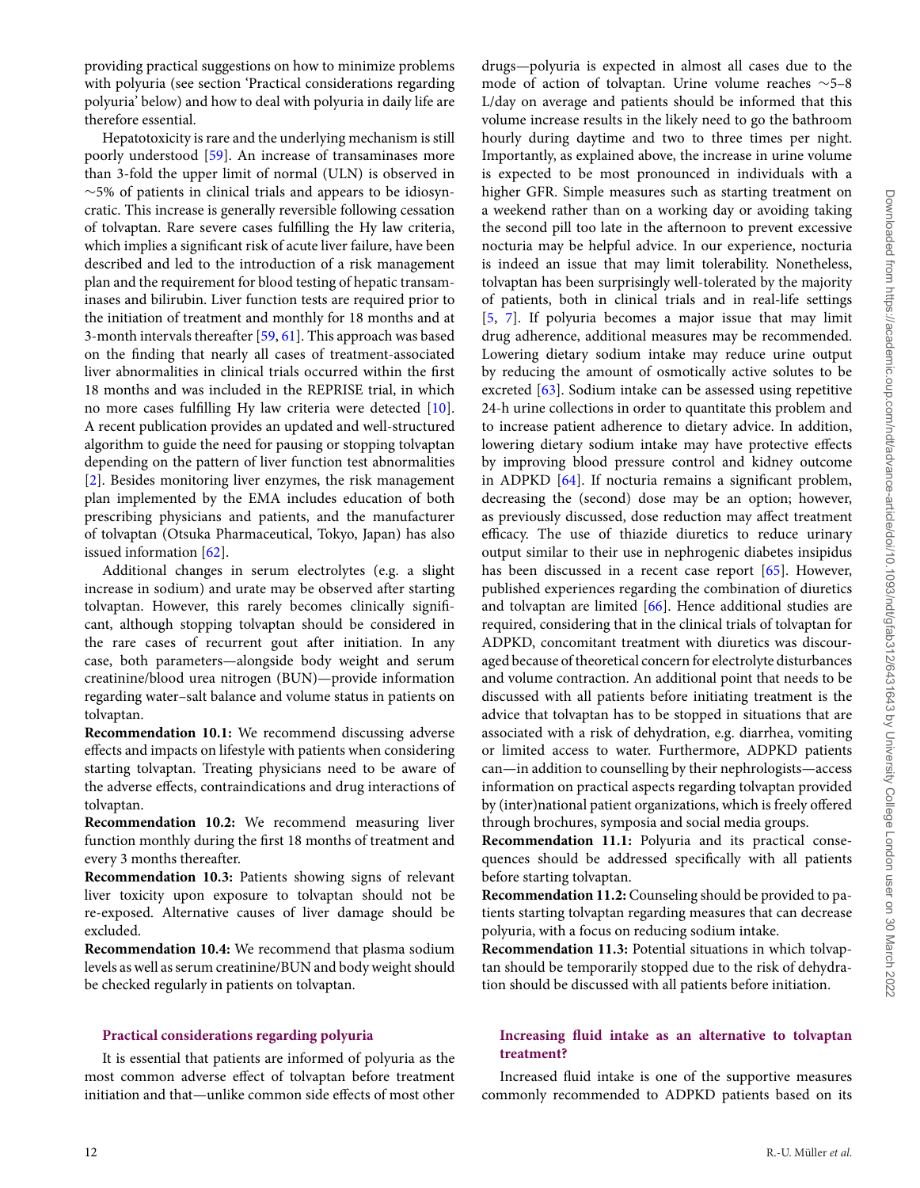providing practical suggestions on how to minimize problems with polyuria (see section 'Practical considerations regarding polyuria' below) and how to deal with polyuria in daily life are therefore essential.

Hepatotoxicity is rare and the underlying mechanism is still poorly understood [59]. An increase of transaminases more than 3-fold the upper limit of normal (ULN) is observed in ∼5% of patients in clinical trials and appears to be idiosyncratic. This increase is generally reversible following cessation of tolvaptan. Rare severe cases fulfilling the Hy law criteria, which implies a significant risk of acute liver failure, have been described and led to the introduction of a risk management plan and the requirement for blood testing of hepatic transaminases and bilirubin. Liver function tests are required prior to the initiation of treatment and monthly for 18 months and at 3-month intervals thereafter [59, 61]. This approach was based on the finding that nearly all cases of treatment-associated liver abnormalities in clinical trials occurred within the first 18 months and was included in the REPRISE trial, in which no more cases fulfilling Hy law criteria were detected [10]. A recent publication provides an updated and well-structured algorithm to guide the need for pausing or stopping tolvaptan depending on the pattern of liver function test abnormalities [2]. Besides monitoring liver enzymes, the risk management plan implemented by the EMA includes education of both prescribing physicians and patients, and the manufacturer of tolvaptan (Otsuka Pharmaceutical, Tokyo, Japan) has also issued information [62].

Additional changes in serum electrolytes (e.g. a slight increase in sodium) and urate may be observed after starting tolvaptan. However, this rarely becomes clinically significant, although stopping tolvaptan should be considered in the rare cases of recurrent gout after initiation. In any case, both parameters—alongside body weight and serum creatinine/blood urea nitrogen (BUN)—provide information regarding water–salt balance and volume status in patients on tolvaptan.

**Recommendation 10.1:** We recommend discussing adverse effects and impacts on lifestyle with patients when considering starting tolvaptan. Treating physicians need to be aware of the adverse effects, contraindications and drug interactions of tolvaptan.

**Recommendation 10.2:** We recommend measuring liver function monthly during the first 18 months of treatment and every 3 months thereafter.

**Recommendation 10.3:** Patients showing signs of relevant liver toxicity upon exposure to tolvaptan should not be re-exposed. Alternative causes of liver damage should be excluded.

**Recommendation 10.4:** We recommend that plasma sodium levels as well as serum creatinine/BUN and body weight should be checked regularly in patients on tolvaptan.

### Practical considerations regarding polyuria

It is essential that patients are informed of polyuria as the most common adverse effect of tolvaptan before treatment initiation and that—unlike common side effects of most other drugs—polyuria is expected in almost all cases due to the mode of action of tolvaptan. Urine volume reaches ∼5–8 L/day on average and patients should be informed that this volume increase results in the likely need to go the bathroom hourly during daytime and two to three times per night. Importantly, as explained above, the increase in urine volume is expected to be most pronounced in individuals with a higher GFR. Simple measures such as starting treatment on a weekend rather than on a working day or avoiding taking the second pill too late in the afternoon to prevent excessive nocturia may be helpful advice. In our experience, nocturia is indeed an issue that may limit tolerability. Nonetheless, tolvaptan has been surprisingly well-tolerated by the majority of patients, both in clinical trials and in real-life settings [5, 7]. If polyuria becomes a major issue that may limit drug adherence, additional measures may be recommended. Lowering dietary sodium intake may reduce urine output by reducing the amount of osmotically active solutes to be excreted [63]. Sodium intake can be assessed using repetitive 24-h urine collections in order to quantitate this problem and to increase patient adherence to dietary advice. In addition, lowering dietary sodium intake may have protective effects by improving blood pressure control and kidney outcome in ADPKD [64]. If nocturia remains a significant problem, decreasing the (second) dose may be an option; however, as previously discussed, dose reduction may affect treatment efficacy. The use of thiazide diuretics to reduce urinary output similar to their use in nephrogenic diabetes insipidus has been discussed in a recent case report [65]. However, published experiences regarding the combination of diuretics and tolvaptan are limited [66]. Hence additional studies are required, considering that in the clinical trials of tolvaptan for ADPKD, concomitant treatment with diuretics was discouraged because of theoretical concern for electrolyte disturbances and volume contraction. An additional point that needs to be discussed with all patients before initiating treatment is the advice that tolvaptan has to be stopped in situations that are associated with a risk of dehydration, e.g. diarrhea, vomiting or limited access to water. Furthermore, ADPKD patients can—in addition to counselling by their nephrologists—access information on practical aspects regarding tolvaptan provided by (inter)national patient organizations, which is freely offered through brochures, symposia and social media groups.

**Recommendation 11.1:** Polyuria and its practical consequences should be addressed specifically with all patients before starting tolvaptan.

**Recommendation 11.2:** Counseling should be provided to patients starting tolvaptan regarding measures that can decrease polyuria, with a focus on reducing sodium intake.

**Recommendation 11.3:** Potential situations in which tolvaptan should be temporarily stopped due to the risk of dehydration should be discussed with all patients before initiation.

### Increasing fluid intake as an alternative to tolvaptan treatment?

Increased fluid intake is one of the supportive measures commonly recommended to ADPKD patients based on its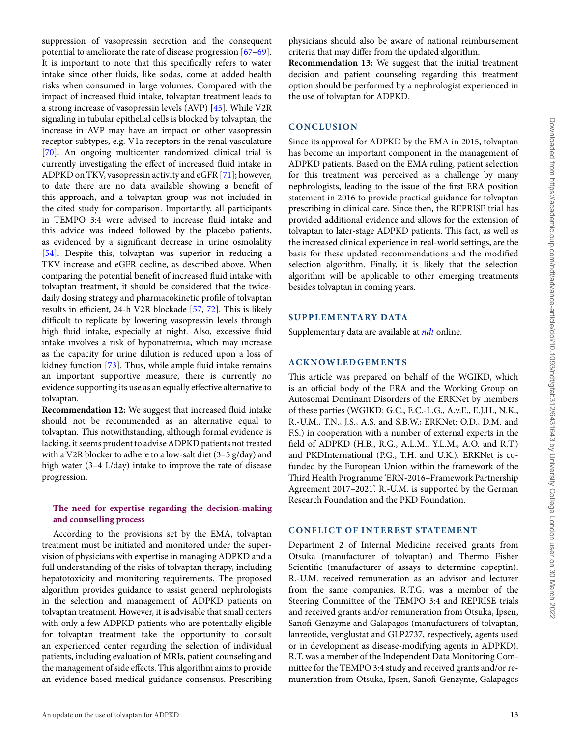suppression of vasopressin secretion and the consequent potential to ameliorate the rate of disease progression [67–69]. It is important to note that this specifically refers to water intake since other fluids, like sodas, come at added health risks when consumed in large volumes. Compared with the impact of increased fluid intake, tolvaptan treatment leads to a strong increase of vasopressin levels (AVP) [45]. While V2R signaling in tubular epithelial cells is blocked by tolvaptan, the increase in AVP may have an impact on other vasopressin receptor subtypes, e.g. V1a receptors in the renal vasculature [70]. An ongoing multicenter randomized clinical trial is currently investigating the effect of increased fluid intake in ADPKD on TKV, vasopressin activity and eGFR [71]; however, to date there are no data available showing a benefit of this approach, and a tolvaptan group was not included in the cited study for comparison. Importantly, all participants in TEMPO 3:4 were advised to increase fluid intake and this advice was indeed followed by the placebo patients, as evidenced by a significant decrease in urine osmolality [54]. Despite this, tolvaptan was superior in reducing a TKV increase and eGFR decline, as described above. When comparing the potential benefit of increased fluid intake with tolvaptan treatment, it should be considered that the twice-daily dosing strategy and pharmacokinetic profile of tolvaptan results in efficient, 24-h V2R blockade [57, 72]. This is likely difficult to replicate by lowering vasopressin levels through high fluid intake, especially at night. Also, excessive fluid intake involves a risk of hyponatremia, which may increase as the capacity for urine dilution is reduced upon a loss of kidney function [73]. Thus, while ample fluid intake remains an important supportive measure, there is currently no evidence supporting its use as an equally effective alternative to tolvaptan.

**Recommendation 12:** We suggest that increased fluid intake should not be recommended as an alternative equal to tolvaptan. This notwithstanding, although formal evidence is lacking, it seems prudent to advise ADPKD patients not treated with a V2R blocker to adhere to a low-salt diet (3–5 g/day) and high water (3–4 L/day) intake to improve the rate of disease progression.

### The need for expertise regarding the decision-making and counselling process

According to the provisions set by the EMA, tolvaptan treatment must be initiated and monitored under the supervision of physicians with expertise in managing ADPKD and a full understanding of the risks of tolvaptan therapy, including hepatotoxicity and monitoring requirements. The proposed algorithm provides guidance to assist general nephrologists in the selection and management of ADPKD patients on tolvaptan treatment. However, it is advisable that small centers with only a few ADPKD patients who are potentially eligible for tolvaptan treatment take the opportunity to consult an experienced center regarding the selection of individual patients, including evaluation of MRIs, patient counseling and the management of side effects. This algorithm aims to provide an evidence-based medical guidance consensus. Prescribing physicians should also be aware of national reimbursement criteria that may differ from the updated algorithm.

**Recommendation 13:** We suggest that the initial treatment decision and patient counseling regarding this treatment option should be performed by a nephrologist experienced in the use of tolvaptan for ADPKD.

## CONCLUSION

Since its approval for ADPKD by the EMA in 2015, tolvaptan has become an important component in the management of ADPKD patients. Based on the EMA ruling, patient selection for this treatment was perceived as a challenge by many nephrologists, leading to the issue of the first ERA position statement in 2016 to provide practical guidance for tolvaptan prescribing in clinical care. Since then, the REPRISE trial has provided additional evidence and allows for the extension of tolvaptan to later-stage ADPKD patients. This fact, as well as the increased clinical experience in real-world settings, are the basis for these updated recommendations and the modified selection algorithm. Finally, it is likely that the selection algorithm will be applicable to other emerging treatments besides tolvaptan in coming years.

## SUPPLEMENTARY DATA

Supplementary data are available at *ndt* online.

## ACKNOWLEDGEMENTS

This article was prepared on behalf of the WGIKD, which is an official body of the ERA and the Working Group on Autosomal Dominant Disorders of the ERKNet by members of these parties (WGIKD: G.C., E.C.-L.G., A.v.E., E.J.H., N.K., R.-U.M., T.N., J.S., A.S. and S.B.W.; ERKNet: O.D., D.M. and F.S.) in cooperation with a number of external experts in the field of ADPKD (H.B., R.G., A.L.M., Y.L.M., A.O. and R.T.) and PKDInternational (P.G., T.H. and U.K.). ERKNet is co-funded by the European Union within the framework of the Third Health Programme 'ERN-2016–Framework Partnership Agreement 2017–2021'. R.-U.M. is supported by the German Research Foundation and the PKD Foundation.

## CONFLICT OF INTEREST STATEMENT

Department 2 of Internal Medicine received grants from Otsuka (manufacturer of tolvaptan) and Thermo Fisher Scientific (manufacturer of assays to determine copeptin). R.-U.M. received remuneration as an advisor and lecturer from the same companies. R.T.G. was a member of the Steering Committee of the TEMPO 3:4 and REPRISE trials and received grants and/or remuneration from Otsuka, Ipsen, Sanofi-Genzyme and Galapagos (manufacturers of tolvaptan, lanreotide, venglustat and GLP2737, respectively, agents used or in development as disease-modifying agents in ADPKD). R.T. was a member of the Independent Data Monitoring Committee for the TEMPO 3:4 study and received grants and/or remuneration from Otsuka, Ipsen, Sanofi-Genzyme, Galapagos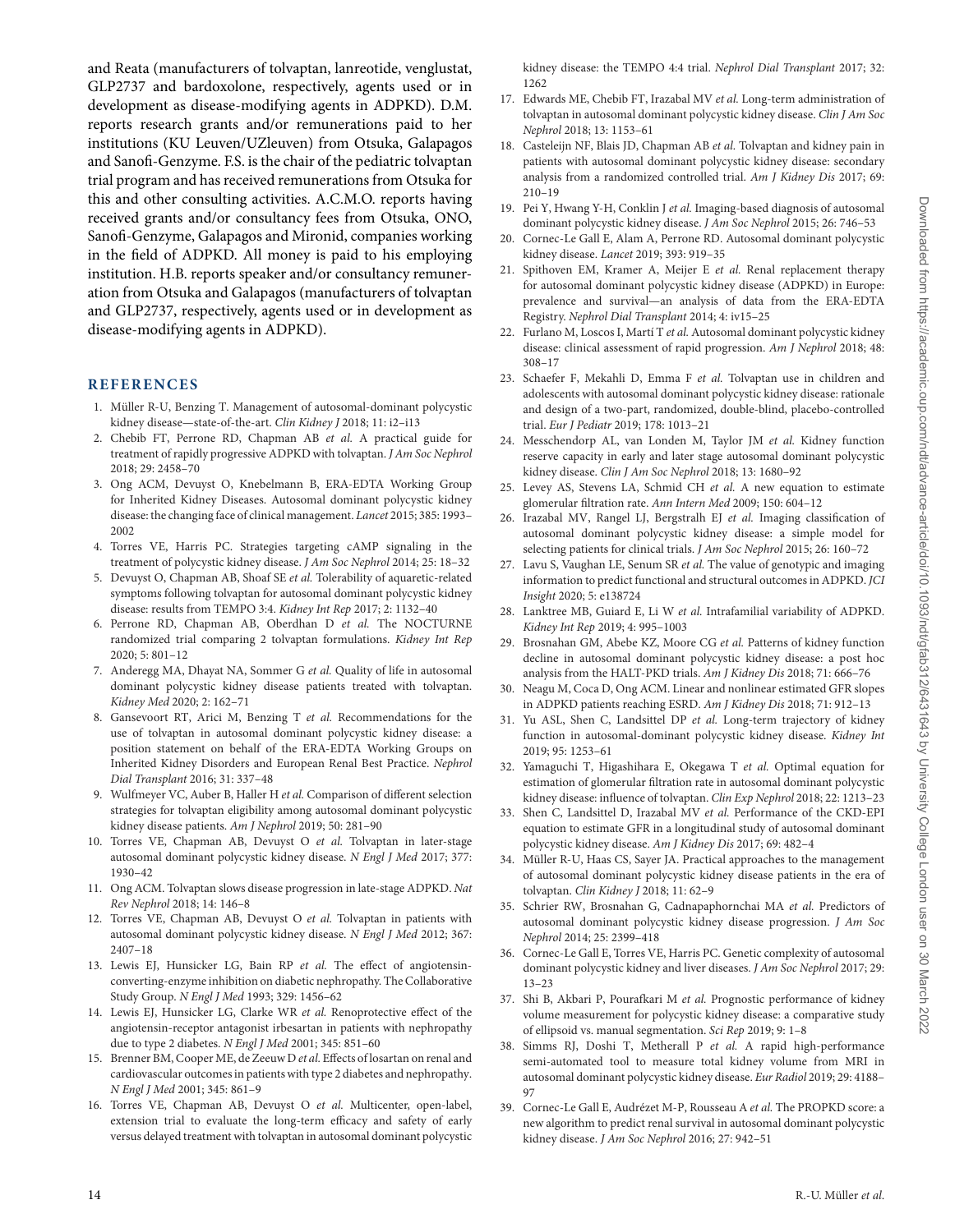and Reata (manufacturers of tolvaptan, lanreotide, venglustat, GLP2737 and bardoxolone, respectively, agents used or in development as disease-modifying agents in ADPKD). D.M. reports research grants and/or remunerations paid to her institutions (KU Leuven/UZleuven) from Otsuka, Galapagos and Sanofi-Genzyme. F.S. is the chair of the pediatric tolvaptan trial program and has received remunerations from Otsuka for this and other consulting activities. A.C.M.O. reports having received grants and/or consultancy fees from Otsuka, ONO, Sanofi-Genzyme, Galapagos and Mironid, companies working in the field of ADPKD. All money is paid to his employing institution. H.B. reports speaker and/or consultancy remuneration from Otsuka and Galapagos (manufacturers of tolvaptan and GLP2737, respectively, agents used or in development as disease-modifying agents in ADPKD).

## REFERENCES

1. Müller R-U, Benzing T. Management of autosomal-dominant polycystic kidney disease—state-of-the-art. *Clin Kidney J* 2018; 11: i2–i13
2. Chebib FT, Perrone RD, Chapman AB *et al.* A practical guide for treatment of rapidly progressive ADPKD with tolvaptan. *J Am Soc Nephrol* 2018; 29: 2458–70
3. Ong ACM, Devuyst O, Knebelmann B, ERA-EDTA Working Group for Inherited Kidney Diseases. Autosomal dominant polycystic kidney disease: the changing face of clinical management. *Lancet* 2015; 385: 1993–2002
4. Torres VE, Harris PC. Strategies targeting cAMP signaling in the treatment of polycystic kidney disease. *J Am Soc Nephrol* 2014; 25: 18–32
5. Devuyst O, Chapman AB, Shoaf SE *et al.* Tolerability of aquaretic-related symptoms following tolvaptan for autosomal dominant polycystic kidney disease: results from TEMPO 3:4. *Kidney Int Rep* 2017; 2: 1132–40
6. Perrone RD, Chapman AB, Oberdhan D *et al.* The NOCTURNE randomized trial comparing 2 tolvaptan formulations. *Kidney Int Rep* 2020; 5: 801–12
7. Anderegg MA, Dhayat NA, Sommer G *et al.* Quality of life in autosomal dominant polycystic kidney disease patients treated with tolvaptan. *Kidney Med* 2020; 2: 162–71
8. Gansevoort RT, Arici M, Benzing T *et al.* Recommendations for the use of tolvaptan in autosomal dominant polycystic kidney disease: a position statement on behalf of the ERA-EDTA Working Groups on Inherited Kidney Disorders and European Renal Best Practice. *Nephrol Dial Transplant* 2016; 31: 337–48
9. Wulfmeyer VC, Auber B, Haller H *et al.* Comparison of different selection strategies for tolvaptan eligibility among autosomal dominant polycystic kidney disease patients. *Am J Nephrol* 2019; 50: 281–90
10. Torres VE, Chapman AB, Devuyst O *et al.* Tolvaptan in later-stage autosomal dominant polycystic kidney disease. *N Engl J Med* 2017; 377: 1930–42
11. Ong ACM. Tolvaptan slows disease progression in late-stage ADPKD. *Nat Rev Nephrol* 2018; 14: 146–8
12. Torres VE, Chapman AB, Devuyst O *et al.* Tolvaptan in patients with autosomal dominant polycystic kidney disease. *N Engl J Med* 2012; 367: 2407–18
13. Lewis EJ, Hunsicker LG, Bain RP *et al.* The effect of angiotensin-converting-enzyme inhibition on diabetic nephropathy. The Collaborative Study Group. *N Engl J Med* 1993; 329: 1456–62
14. Lewis EJ, Hunsicker LG, Clarke WR *et al.* Renoprotective effect of the angiotensin-receptor antagonist irbesartan in patients with nephropathy due to type 2 diabetes. *N Engl J Med* 2001; 345: 851–60
15. Brenner BM, Cooper ME, de Zeeuw D *et al.* Effects of losartan on renal and cardiovascular outcomes in patients with type 2 diabetes and nephropathy. *N Engl J Med* 2001; 345: 861–9
16. Torres VE, Chapman AB, Devuyst O *et al.* Multicenter, open-label, extension trial to evaluate the long-term efficacy and safety of early versus delayed treatment with tolvaptan in autosomal dominant polycystic kidney disease: the TEMPO 4:4 trial. *Nephrol Dial Transplant* 2017; 32: 1262
17. Edwards ME, Chebib FT, Irazabal MV *et al.* Long-term administration of tolvaptan in autosomal dominant polycystic kidney disease. *Clin J Am Soc Nephrol* 2018; 13: 1153–61
18. Casteleijn NF, Blais JD, Chapman AB *et al.* Tolvaptan and kidney pain in patients with autosomal dominant polycystic kidney disease: secondary analysis from a randomized controlled trial. *Am J Kidney Dis* 2017; 69: 210–19
19. Pei Y, Hwang Y-H, Conklin J *et al.* Imaging-based diagnosis of autosomal dominant polycystic kidney disease. *J Am Soc Nephrol* 2015; 26: 746–53
20. Cornec-Le Gall E, Alam A, Perrone RD. Autosomal dominant polycystic kidney disease. *Lancet* 2019; 393: 919–35
21. Spithoven EM, Kramer A, Meijer E *et al.* Renal replacement therapy for autosomal dominant polycystic kidney disease (ADPKD) in Europe: prevalence and survival—an analysis of data from the ERA-EDTA Registry. *Nephrol Dial Transplant* 2014; 4: iv15–25
22. Furlano M, Loscos I, Martí T *et al.* Autosomal dominant polycystic kidney disease: clinical assessment of rapid progression. *Am J Nephrol* 2018; 48: 308–17
23. Schaefer F, Mekahli D, Emma F *et al.* Tolvaptan use in children and adolescents with autosomal dominant polycystic kidney disease: rationale and design of a two-part, randomized, double-blind, placebo-controlled trial. *Eur J Pediatr* 2019; 178: 1013–21
24. Messchendorp AL, van Londen M, Taylor JM *et al.* Kidney function reserve capacity in early and later stage autosomal dominant polycystic kidney disease. *Clin J Am Soc Nephrol* 2018; 13: 1680–92
25. Levey AS, Stevens LA, Schmid CH *et al.* A new equation to estimate glomerular filtration rate. *Ann Intern Med* 2009; 150: 604–12
26. Irazabal MV, Rangel LJ, Bergstralh EJ *et al.* Imaging classification of autosomal dominant polycystic kidney disease: a simple model for selecting patients for clinical trials. *J Am Soc Nephrol* 2015; 26: 160–72
27. Lavu S, Vaughan LE, Senum SR *et al.* The value of genotypic and imaging information to predict functional and structural outcomes in ADPKD. *JCI Insight* 2020; 5: e138724
28. Lanktree MB, Guiard E, Li W *et al.* Intrafamilial variability of ADPKD. *Kidney Int Rep* 2019; 4: 995–1003
29. Brosnahan GM, Abebe KZ, Moore CG *et al.* Patterns of kidney function decline in autosomal dominant polycystic kidney disease: a post hoc analysis from the HALT-PKD trials. *Am J Kidney Dis* 2018; 71: 666–76
30. Neagu M, Coca D, Ong ACM. Linear and nonlinear estimated GFR slopes in ADPKD patients reaching ESRD. *Am J Kidney Dis* 2018; 71: 912–13
31. Yu ASL, Shen C, Landsittel DP *et al.* Long-term trajectory of kidney function in autosomal-dominant polycystic kidney disease. *Kidney Int* 2019; 95: 1253–61
32. Yamaguchi T, Higashihara E, Okegawa T *et al.* Optimal equation for estimation of glomerular filtration rate in autosomal dominant polycystic kidney disease: influence of tolvaptan. *Clin Exp Nephrol* 2018; 22: 1213–23
33. Shen C, Landsittel D, Irazabal MV *et al.* Performance of the CKD-EPI equation to estimate GFR in a longitudinal study of autosomal dominant polycystic kidney disease. *Am J Kidney Dis* 2017; 69: 482–4
34. Müller R-U, Haas CS, Sayer JA. Practical approaches to the management of autosomal dominant polycystic kidney disease patients in the era of tolvaptan. *Clin Kidney J* 2018; 11: 62–9
35. Schrier RW, Brosnahan G, Cadnapaphornchai MA *et al.* Predictors of autosomal dominant polycystic kidney disease progression. *J Am Soc Nephrol* 2014; 25: 2399–418
36. Cornec-Le Gall E, Torres VE, Harris PC. Genetic complexity of autosomal dominant polycystic kidney and liver diseases. *J Am Soc Nephrol* 2017; 29: 13–23
37. Shi B, Akbari P, Pourafkari M *et al.* Prognostic performance of kidney volume measurement for polycystic kidney disease: a comparative study of ellipsoid vs. manual segmentation. *Sci Rep* 2019; 9: 1–8
38. Simms RJ, Doshi T, Metherall P *et al.* A rapid high-performance semi-automated tool to measure total kidney volume from MRI in autosomal dominant polycystic kidney disease. *Eur Radiol* 2019; 29: 4188–97
39. Cornec-Le Gall E, Audrézet M-P, Rousseau A *et al.* The PROPKD score: a new algorithm to predict renal survival in autosomal dominant polycystic kidney disease. *J Am Soc Nephrol* 2016; 27: 942–51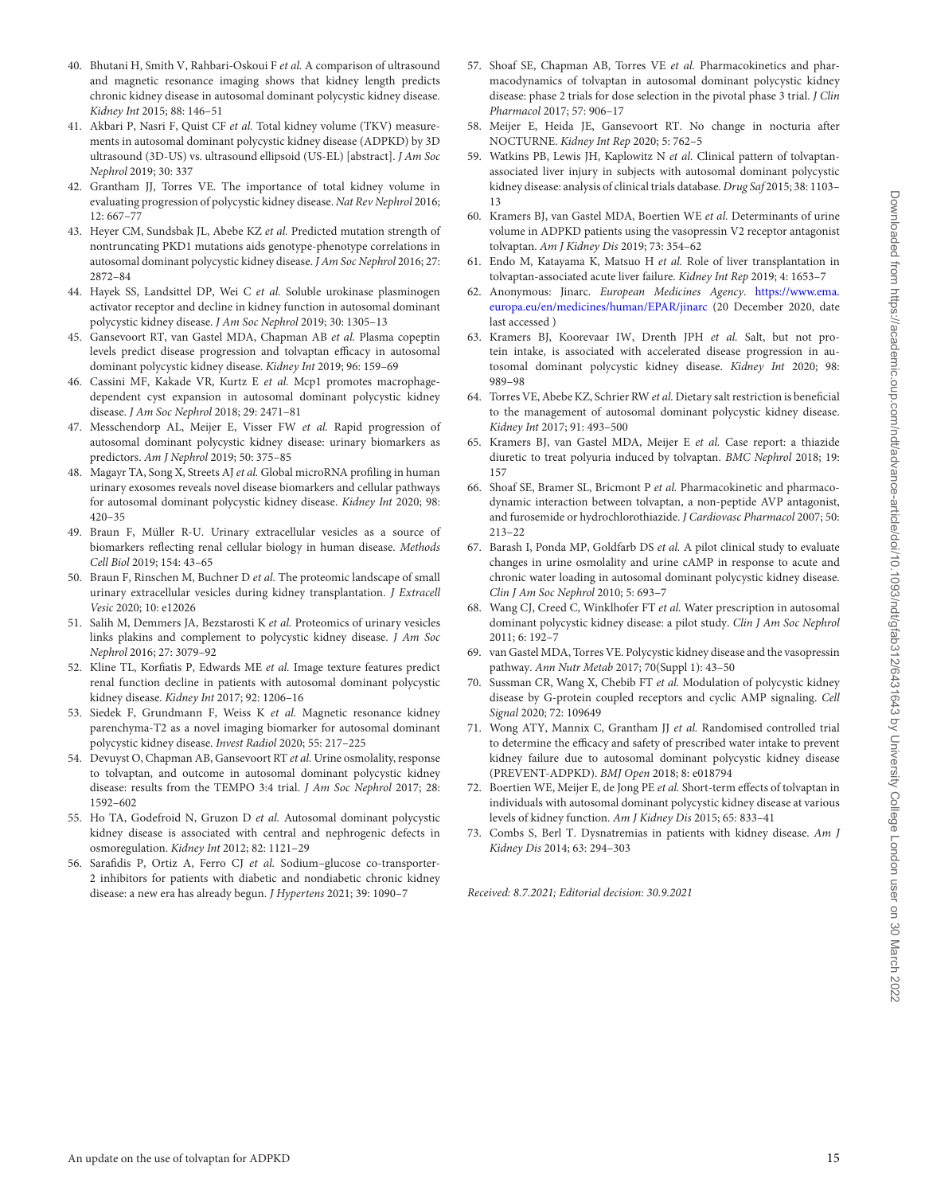40. Bhutani H, Smith V, Rahbari-Oskoui F *et al.* A comparison of ultrasound and magnetic resonance imaging shows that kidney length predicts chronic kidney disease in autosomal dominant polycystic kidney disease. *Kidney Int* 2015; 88: 146–51
41. Akbari P, Nasri F, Quist CF *et al.* Total kidney volume (TKV) measurements in autosomal dominant polycystic kidney disease (ADPKD) by 3D ultrasound (3D-US) vs. ultrasound ellipsoid (US-EL) [abstract]. *J Am Soc Nephrol* 2019; 30: 337
42. Grantham JJ, Torres VE. The importance of total kidney volume in evaluating progression of polycystic kidney disease. *Nat Rev Nephrol* 2016; 12: 667–77
43. Heyer CM, Sundsbak JL, Abebe KZ *et al.* Predicted mutation strength of nontruncating PKD1 mutations aids genotype-phenotype correlations in autosomal dominant polycystic kidney disease. *J Am Soc Nephrol* 2016; 27: 2872–84
44. Hayek SS, Landsittel DP, Wei C *et al.* Soluble urokinase plasminogen activator receptor and decline in kidney function in autosomal dominant polycystic kidney disease. *J Am Soc Nephrol* 2019; 30: 1305–13
45. Gansevoort RT, van Gastel MDA, Chapman AB *et al.* Plasma copeptin levels predict disease progression and tolvaptan efficacy in autosomal dominant polycystic kidney disease. *Kidney Int* 2019; 96: 159–69
46. Cassini MF, Kakade VR, Kurtz E *et al.* Mcp1 promotes macrophage-dependent cyst expansion in autosomal dominant polycystic kidney disease. *J Am Soc Nephrol* 2018; 29: 2471–81
47. Messchendorp AL, Meijer E, Visser FW *et al.* Rapid progression of autosomal dominant polycystic kidney disease: urinary biomarkers as predictors. *Am J Nephrol* 2019; 50: 375–85
48. Magayr TA, Song X, Streets AJ *et al.* Global microRNA profiling in human urinary exosomes reveals novel disease biomarkers and cellular pathways for autosomal dominant polycystic kidney disease. *Kidney Int* 2020; 98: 420–35
49. Braun F, Müller R-U. Urinary extracellular vesicles as a source of biomarkers reflecting renal cellular biology in human disease. *Methods Cell Biol* 2019; 154: 43–65
50. Braun F, Rinschen M, Buchner D *et al.* The proteomic landscape of small urinary extracellular vesicles during kidney transplantation. *J Extracell Vesic* 2020; 10: e12026
51. Salih M, Demmers JA, Bezstarosti K *et al.* Proteomics of urinary vesicles links plakins and complement to polycystic kidney disease. *J Am Soc Nephrol* 2016; 27: 3079–92
52. Kline TL, Korfiatis P, Edwards ME *et al.* Image texture features predict renal function decline in patients with autosomal dominant polycystic kidney disease. *Kidney Int* 2017; 92: 1206–16
53. Siedek F, Grundmann F, Weiss K *et al.* Magnetic resonance kidney parenchyma-T2 as a novel imaging biomarker for autosomal dominant polycystic kidney disease. *Invest Radiol* 2020; 55: 217–225
54. Devuyst O, Chapman AB, Gansevoort RT *et al.* Urine osmolality, response to tolvaptan, and outcome in autosomal dominant polycystic kidney disease: results from the TEMPO 3:4 trial. *J Am Soc Nephrol* 2017; 28: 1592–602
55. Ho TA, Godefroid N, Gruzon D *et al.* Autosomal dominant polycystic kidney disease is associated with central and nephrogenic defects in osmoregulation. *Kidney Int* 2012; 82: 1121–29
56. Sarafidis P, Ortiz A, Ferro CJ *et al.* Sodium–glucose co-transporter-2 inhibitors for patients with diabetic and nondiabetic chronic kidney disease: a new era has already begun. *J Hypertens* 2021; 39: 1090–7
57. Shoaf SE, Chapman AB, Torres VE *et al.* Pharmacokinetics and pharmacodynamics of tolvaptan in autosomal dominant polycystic kidney disease: phase 2 trials for dose selection in the pivotal phase 3 trial. *J Clin Pharmacol* 2017; 57: 906–17
58. Meijer E, Heida JE, Gansevoort RT. No change in nocturia after NOCTURNE. *Kidney Int Rep* 2020; 5: 762–5
59. Watkins PB, Lewis JH, Kaplowitz N *et al.* Clinical pattern of tolvaptan-associated liver injury in subjects with autosomal dominant polycystic kidney disease: analysis of clinical trials database. *Drug Saf* 2015; 38: 1103–13
60. Kramers BJ, van Gastel MDA, Boertien WE *et al.* Determinants of urine volume in ADPKD patients using the vasopressin V2 receptor antagonist tolvaptan. *Am J Kidney Dis* 2019; 73: 354–62
61. Endo M, Katayama K, Matsuo H *et al.* Role of liver transplantation in tolvaptan-associated acute liver failure. *Kidney Int Rep* 2019; 4: 1653–7
62. Anonymous: Jinarc. *European Medicines Agency*. https://www.ema.europa.eu/en/medicines/human/EPAR/jinarc (20 December 2020, date last accessed )
63. Kramers BJ, Koorevaar IW, Drenth JPH *et al.* Salt, but not protein intake, is associated with accelerated disease progression in autosomal dominant polycystic kidney disease. *Kidney Int* 2020; 98: 989–98
64. Torres VE, Abebe KZ, Schrier RW *et al.* Dietary salt restriction is beneficial to the management of autosomal dominant polycystic kidney disease. *Kidney Int* 2017; 91: 493–500
65. Kramers BJ, van Gastel MDA, Meijer E *et al.* Case report: a thiazide diuretic to treat polyuria induced by tolvaptan. *BMC Nephrol* 2018; 19: 157
66. Shoaf SE, Bramer SL, Bricmont P *et al.* Pharmacokinetic and pharmacodynamic interaction between tolvaptan, a non-peptide AVP antagonist, and furosemide or hydrochlorothiazide. *J Cardiovasc Pharmacol* 2007; 50: 213–22
67. Barash I, Ponda MP, Goldfarb DS *et al.* A pilot clinical study to evaluate changes in urine osmolality and urine cAMP in response to acute and chronic water loading in autosomal dominant polycystic kidney disease. *Clin J Am Soc Nephrol* 2010; 5: 693–7
68. Wang CJ, Creed C, Winklhofer FT *et al.* Water prescription in autosomal dominant polycystic kidney disease: a pilot study. *Clin J Am Soc Nephrol* 2011; 6: 192–7
69. van Gastel MDA, Torres VE. Polycystic kidney disease and the vasopressin pathway. *Ann Nutr Metab* 2017; 70(Suppl 1): 43–50
70. Sussman CR, Wang X, Chebib FT *et al.* Modulation of polycystic kidney disease by G-protein coupled receptors and cyclic AMP signaling. *Cell Signal* 2020; 72: 109649
71. Wong ATY, Mannix C, Grantham JJ *et al.* Randomised controlled trial to determine the efficacy and safety of prescribed water intake to prevent kidney failure due to autosomal dominant polycystic kidney disease (PREVENT-ADPKD). *BMJ Open* 2018; 8: e018794
72. Boertien WE, Meijer E, de Jong PE *et al.* Short-term effects of tolvaptan in individuals with autosomal dominant polycystic kidney disease at various levels of kidney function. *Am J Kidney Dis* 2015; 65: 833–41
73. Combs S, Berl T. Dysnatremias in patients with kidney disease. *Am J Kidney Dis* 2014; 63: 294–303

*Received: 8.7.2021; Editorial decision: 30.9.2021*